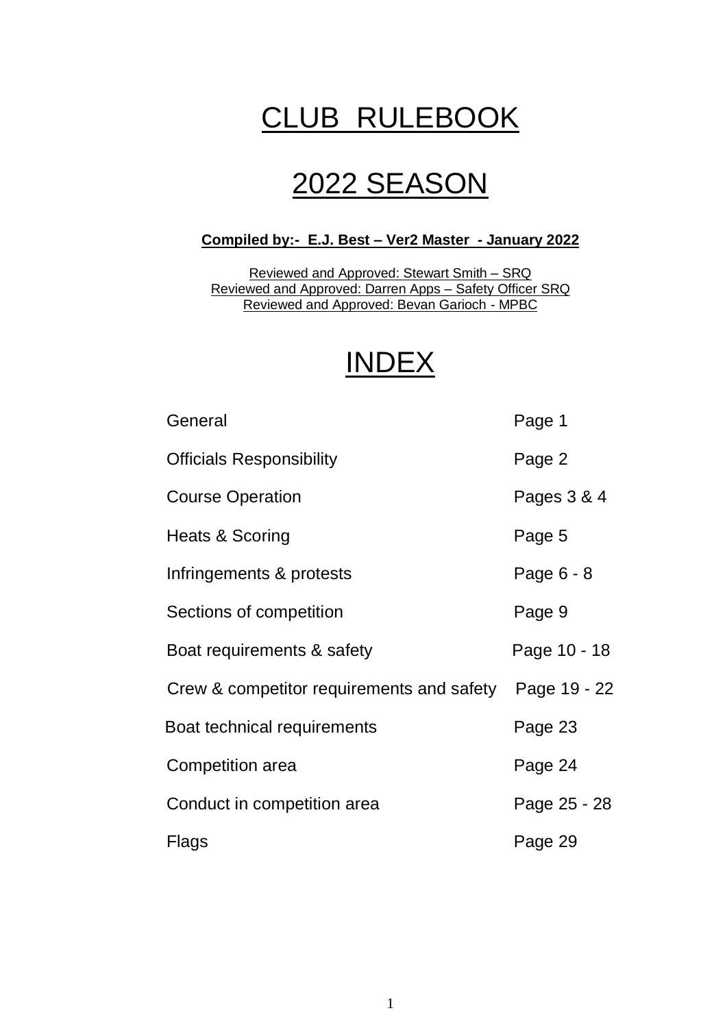# CLUB RULEBOOK

# 2022 SEASON

**Compiled by:- E.J. Best – Ver2 Master - January 2022**

Reviewed and Approved: Stewart Smith – SRQ
Reviewed and Approved: Darren Apps – Safety Officer SRQ
Reviewed and Approved: Bevan Garioch - MPBC

# INDEX

| | |
|---|---|
| General | Page 1 |
| Officials Responsibility | Page 2 |
| Course Operation | Pages 3 & 4 |
| Heats & Scoring | Page 5 |
| Infringements & protests | Page 6 - 8 |
| Sections of competition | Page 9 |
| Boat requirements & safety | Page 10 - 18 |
| Crew & competitor requirements and safety | Page 19 - 22 |
| Boat technical requirements | Page 23 |
| Competition area | Page 24 |
| Conduct in competition area | Page 25 - 28 |
| Flags | Page 29 |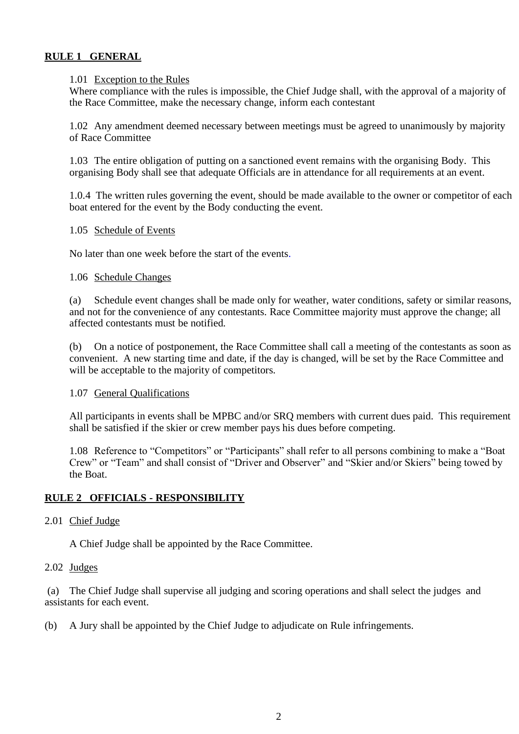## RULE 1 GENERAL

1.01 Exception to the Rules
Where compliance with the rules is impossible, the Chief Judge shall, with the approval of a majority of the Race Committee, make the necessary change, inform each contestant

1.02 Any amendment deemed necessary between meetings must be agreed to unanimously by majority of Race Committee

1.03 The entire obligation of putting on a sanctioned event remains with the organising Body. This organising Body shall see that adequate Officials are in attendance for all requirements at an event.

1.0.4 The written rules governing the event, should be made available to the owner or competitor of each boat entered for the event by the Body conducting the event.

1.05 Schedule of Events

No later than one week before the start of the events.

1.06 Schedule Changes

(a) Schedule event changes shall be made only for weather, water conditions, safety or similar reasons, and not for the convenience of any contestants. Race Committee majority must approve the change; all affected contestants must be notified.

(b) On a notice of postponement, the Race Committee shall call a meeting of the contestants as soon as convenient. A new starting time and date, if the day is changed, will be set by the Race Committee and will be acceptable to the majority of competitors.

1.07 General Qualifications

All participants in events shall be MPBC and/or SRQ members with current dues paid. This requirement shall be satisfied if the skier or crew member pays his dues before competing.

1.08 Reference to "Competitors" or "Participants" shall refer to all persons combining to make a "Boat Crew" or "Team" and shall consist of "Driver and Observer" and "Skier and/or Skiers" being towed by the Boat.

## RULE 2 OFFICIALS - RESPONSIBILITY

2.01 Chief Judge

A Chief Judge shall be appointed by the Race Committee.

2.02 Judges

(a) The Chief Judge shall supervise all judging and scoring operations and shall select the judges and assistants for each event.

(b) A Jury shall be appointed by the Chief Judge to adjudicate on Rule infringements.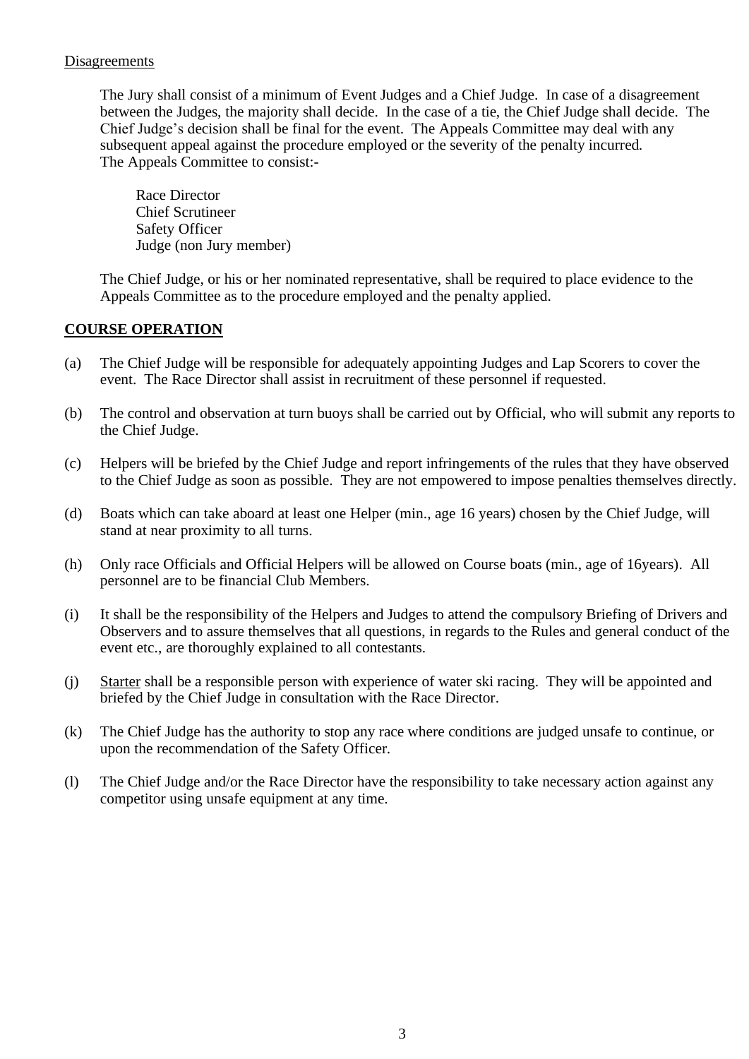Disagreements

The Jury shall consist of a minimum of Event Judges and a Chief Judge. In case of a disagreement between the Judges, the majority shall decide. In the case of a tie, the Chief Judge shall decide. The Chief Judge's decision shall be final for the event. The Appeals Committee may deal with any subsequent appeal against the procedure employed or the severity of the penalty incurred. The Appeals Committee to consist:-

Race Director
Chief Scrutineer
Safety Officer
Judge (non Jury member)

The Chief Judge, or his or her nominated representative, shall be required to place evidence to the Appeals Committee as to the procedure employed and the penalty applied.

**COURSE OPERATION**

(a) The Chief Judge will be responsible for adequately appointing Judges and Lap Scorers to cover the event. The Race Director shall assist in recruitment of these personnel if requested.

(b) The control and observation at turn buoys shall be carried out by Official, who will submit any reports to the Chief Judge.

(c) Helpers will be briefed by the Chief Judge and report infringements of the rules that they have observed to the Chief Judge as soon as possible. They are not empowered to impose penalties themselves directly.

(d) Boats which can take aboard at least one Helper (min., age 16 years) chosen by the Chief Judge, will stand at near proximity to all turns.

(h) Only race Officials and Official Helpers will be allowed on Course boats (min., age of 16years). All personnel are to be financial Club Members.

(i) It shall be the responsibility of the Helpers and Judges to attend the compulsory Briefing of Drivers and Observers and to assure themselves that all questions, in regards to the Rules and general conduct of the event etc., are thoroughly explained to all contestants.

(j) Starter shall be a responsible person with experience of water ski racing. They will be appointed and briefed by the Chief Judge in consultation with the Race Director.

(k) The Chief Judge has the authority to stop any race where conditions are judged unsafe to continue, or upon the recommendation of the Safety Officer.

(l) The Chief Judge and/or the Race Director have the responsibility to take necessary action against any competitor using unsafe equipment at any time.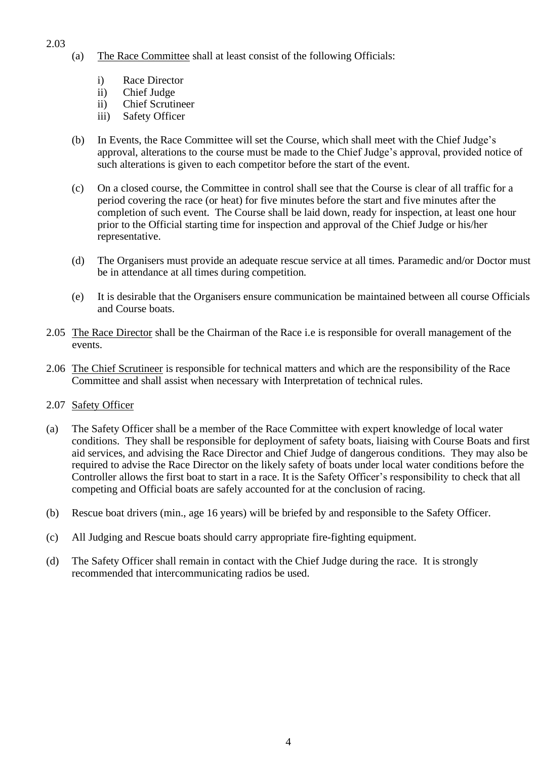2.03

(a) <u>The Race Committee</u> shall at least consist of the following Officials:

   i) Race Director
   ii) Chief Judge
   ii) Chief Scrutineer
   iii) Safety Officer

(b) In Events, the Race Committee will set the Course, which shall meet with the Chief Judge's approval, alterations to the course must be made to the Chief Judge's approval, provided notice of such alterations is given to each competitor before the start of the event.

(c) On a closed course, the Committee in control shall see that the Course is clear of all traffic for a period covering the race (or heat) for five minutes before the start and five minutes after the completion of such event. The Course shall be laid down, ready for inspection, at least one hour prior to the Official starting time for inspection and approval of the Chief Judge or his/her representative.

(d) The Organisers must provide an adequate rescue service at all times. Paramedic and/or Doctor must be in attendance at all times during competition.

(e) It is desirable that the Organisers ensure communication be maintained between all course Officials and Course boats.

2.05 <u>The Race Director</u> shall be the Chairman of the Race i.e is responsible for overall management of the events.

2.06 <u>The Chief Scrutineer</u> is responsible for technical matters and which are the responsibility of the Race Committee and shall assist when necessary with Interpretation of technical rules.

2.07 <u>Safety Officer</u>

(a) The Safety Officer shall be a member of the Race Committee with expert knowledge of local water conditions. They shall be responsible for deployment of safety boats, liaising with Course Boats and first aid services, and advising the Race Director and Chief Judge of dangerous conditions. They may also be required to advise the Race Director on the likely safety of boats under local water conditions before the Controller allows the first boat to start in a race. It is the Safety Officer's responsibility to check that all competing and Official boats are safely accounted for at the conclusion of racing.

(b) Rescue boat drivers (min., age 16 years) will be briefed by and responsible to the Safety Officer.

(c) All Judging and Rescue boats should carry appropriate fire-fighting equipment.

(d) The Safety Officer shall remain in contact with the Chief Judge during the race. It is strongly recommended that intercommunicating radios be used.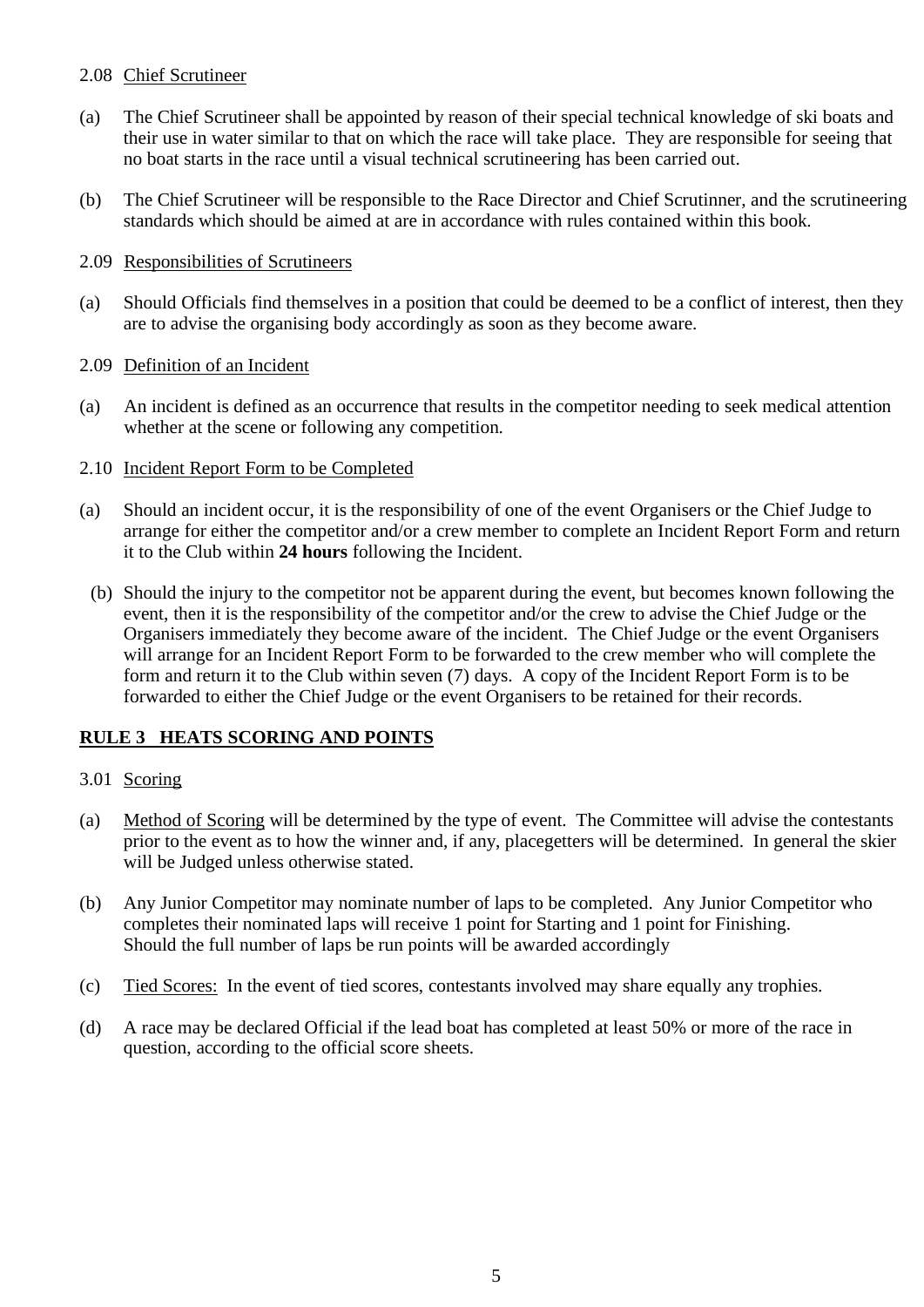2.08 Chief Scrutineer

(a) The Chief Scrutineer shall be appointed by reason of their special technical knowledge of ski boats and their use in water similar to that on which the race will take place. They are responsible for seeing that no boat starts in the race until a visual technical scrutineering has been carried out.

(b) The Chief Scrutineer will be responsible to the Race Director and Chief Scrutinner, and the scrutineering standards which should be aimed at are in accordance with rules contained within this book.

2.09 Responsibilities of Scrutineers

(a) Should Officials find themselves in a position that could be deemed to be a conflict of interest, then they are to advise the organising body accordingly as soon as they become aware.

2.09 Definition of an Incident

(a) An incident is defined as an occurrence that results in the competitor needing to seek medical attention whether at the scene or following any competition.

2.10 Incident Report Form to be Completed

(a) Should an incident occur, it is the responsibility of one of the event Organisers or the Chief Judge to arrange for either the competitor and/or a crew member to complete an Incident Report Form and return it to the Club within **24 hours** following the Incident.

(b) Should the injury to the competitor not be apparent during the event, but becomes known following the event, then it is the responsibility of the competitor and/or the crew to advise the Chief Judge or the Organisers immediately they become aware of the incident. The Chief Judge or the event Organisers will arrange for an Incident Report Form to be forwarded to the crew member who will complete the form and return it to the Club within seven (7) days. A copy of the Incident Report Form is to be forwarded to either the Chief Judge or the event Organisers to be retained for their records.

## RULE 3 HEATS SCORING AND POINTS

3.01 Scoring

(a) Method of Scoring will be determined by the type of event. The Committee will advise the contestants prior to the event as to how the winner and, if any, placegetters will be determined. In general the skier will be Judged unless otherwise stated.

(b) Any Junior Competitor may nominate number of laps to be completed. Any Junior Competitor who completes their nominated laps will receive 1 point for Starting and 1 point for Finishing.
Should the full number of laps be run points will be awarded accordingly

(c) Tied Scores: In the event of tied scores, contestants involved may share equally any trophies.

(d) A race may be declared Official if the lead boat has completed at least 50% or more of the race in question, according to the official score sheets.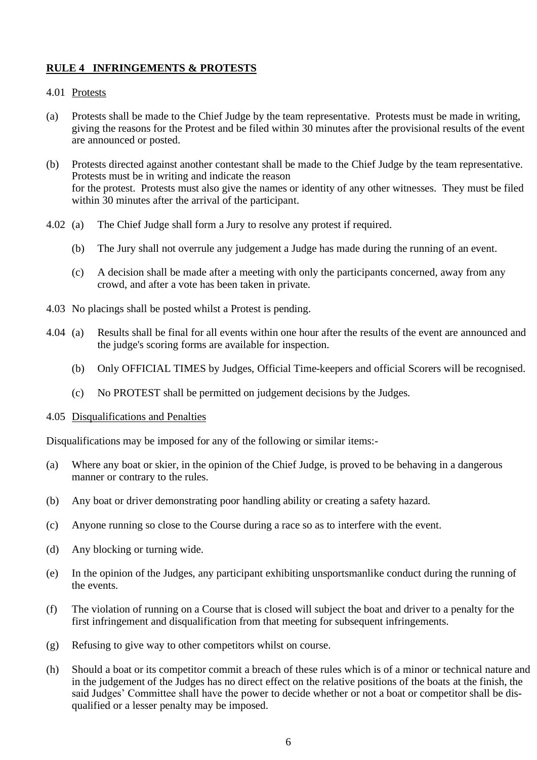## RULE 4 INFRINGEMENTS & PROTESTS

4.01 Protests

(a) Protests shall be made to the Chief Judge by the team representative. Protests must be made in writing, giving the reasons for the Protest and be filed within 30 minutes after the provisional results of the event are announced or posted.

(b) Protests directed against another contestant shall be made to the Chief Judge by the team representative. Protests must be in writing and indicate the reason for the protest. Protests must also give the names or identity of any other witnesses. They must be filed within 30 minutes after the arrival of the participant.

4.02 (a) The Chief Judge shall form a Jury to resolve any protest if required.

(b) The Jury shall not overrule any judgement a Judge has made during the running of an event.

(c) A decision shall be made after a meeting with only the participants concerned, away from any crowd, and after a vote has been taken in private.

4.03 No placings shall be posted whilst a Protest is pending.

4.04 (a) Results shall be final for all events within one hour after the results of the event are announced and the judge's scoring forms are available for inspection.

(b) Only OFFICIAL TIMES by Judges, Official Time-keepers and official Scorers will be recognised.

(c) No PROTEST shall be permitted on judgement decisions by the Judges.

4.05 Disqualifications and Penalties

Disqualifications may be imposed for any of the following or similar items:-

(a) Where any boat or skier, in the opinion of the Chief Judge, is proved to be behaving in a dangerous manner or contrary to the rules.

(b) Any boat or driver demonstrating poor handling ability or creating a safety hazard.

(c) Anyone running so close to the Course during a race so as to interfere with the event.

(d) Any blocking or turning wide.

(e) In the opinion of the Judges, any participant exhibiting unsportsmanlike conduct during the running of the events.

(f) The violation of running on a Course that is closed will subject the boat and driver to a penalty for the first infringement and disqualification from that meeting for subsequent infringements.

(g) Refusing to give way to other competitors whilst on course.

(h) Should a boat or its competitor commit a breach of these rules which is of a minor or technical nature and in the judgement of the Judges has no direct effect on the relative positions of the boats at the finish, the said Judges' Committee shall have the power to decide whether or not a boat or competitor shall be disqualified or a lesser penalty may be imposed.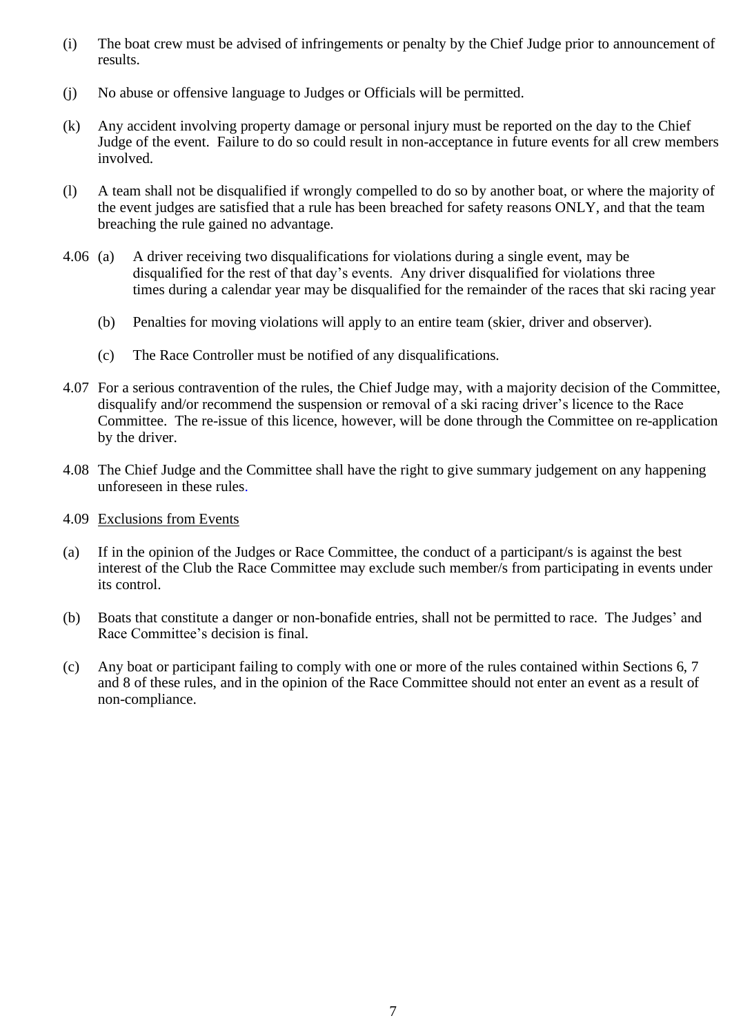(i) The boat crew must be advised of infringements or penalty by the Chief Judge prior to announcement of results.

(j) No abuse or offensive language to Judges or Officials will be permitted.

(k) Any accident involving property damage or personal injury must be reported on the day to the Chief Judge of the event. Failure to do so could result in non-acceptance in future events for all crew members involved.

(l) A team shall not be disqualified if wrongly compelled to do so by another boat, or where the majority of the event judges are satisfied that a rule has been breached for safety reasons ONLY, and that the team breaching the rule gained no advantage.

4.06 (a) A driver receiving two disqualifications for violations during a single event, may be disqualified for the rest of that day's events. Any driver disqualified for violations three times during a calendar year may be disqualified for the remainder of the races that ski racing year

(b) Penalties for moving violations will apply to an entire team (skier, driver and observer).

(c) The Race Controller must be notified of any disqualifications.

4.07 For a serious contravention of the rules, the Chief Judge may, with a majority decision of the Committee, disqualify and/or recommend the suspension or removal of a ski racing driver's licence to the Race Committee. The re-issue of this licence, however, will be done through the Committee on re-application by the driver.

4.08 The Chief Judge and the Committee shall have the right to give summary judgement on any happening unforeseen in these rules.

4.09 Exclusions from Events

(a) If in the opinion of the Judges or Race Committee, the conduct of a participant/s is against the best interest of the Club the Race Committee may exclude such member/s from participating in events under its control.

(b) Boats that constitute a danger or non-bonafide entries, shall not be permitted to race. The Judges' and Race Committee's decision is final.

(c) Any boat or participant failing to comply with one or more of the rules contained within Sections 6, 7 and 8 of these rules, and in the opinion of the Race Committee should not enter an event as a result of non-compliance.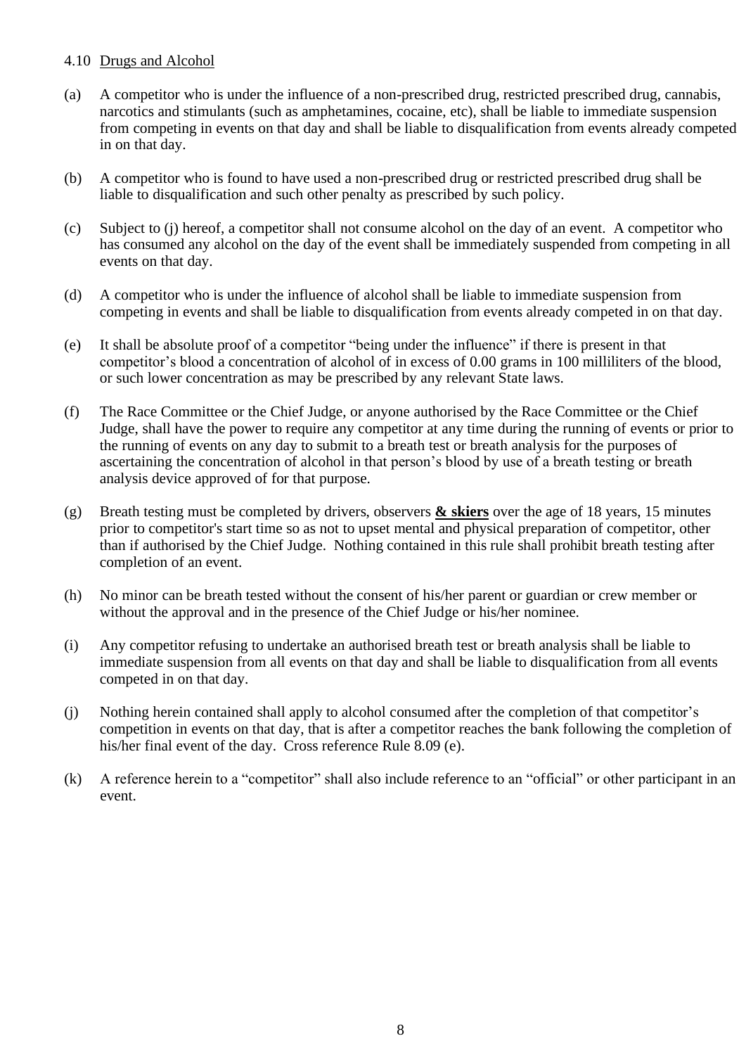4.10 <u>Drugs and Alcohol</u>

(a) A competitor who is under the influence of a non-prescribed drug, restricted prescribed drug, cannabis, narcotics and stimulants (such as amphetamines, cocaine, etc), shall be liable to immediate suspension from competing in events on that day and shall be liable to disqualification from events already competed in on that day.

(b) A competitor who is found to have used a non-prescribed drug or restricted prescribed drug shall be liable to disqualification and such other penalty as prescribed by such policy.

(c) Subject to (j) hereof, a competitor shall not consume alcohol on the day of an event. A competitor who has consumed any alcohol on the day of the event shall be immediately suspended from competing in all events on that day.

(d) A competitor who is under the influence of alcohol shall be liable to immediate suspension from competing in events and shall be liable to disqualification from events already competed in on that day.

(e) It shall be absolute proof of a competitor "being under the influence" if there is present in that competitor's blood a concentration of alcohol of in excess of 0.00 grams in 100 milliliters of the blood, or such lower concentration as may be prescribed by any relevant State laws.

(f) The Race Committee or the Chief Judge, or anyone authorised by the Race Committee or the Chief Judge, shall have the power to require any competitor at any time during the running of events or prior to the running of events on any day to submit to a breath test or breath analysis for the purposes of ascertaining the concentration of alcohol in that person's blood by use of a breath testing or breath analysis device approved of for that purpose.

(g) Breath testing must be completed by drivers, observers <u>**& skiers**</u> over the age of 18 years, 15 minutes prior to competitor's start time so as not to upset mental and physical preparation of competitor, other than if authorised by the Chief Judge. Nothing contained in this rule shall prohibit breath testing after completion of an event.

(h) No minor can be breath tested without the consent of his/her parent or guardian or crew member or without the approval and in the presence of the Chief Judge or his/her nominee.

(i) Any competitor refusing to undertake an authorised breath test or breath analysis shall be liable to immediate suspension from all events on that day and shall be liable to disqualification from all events competed in on that day.

(j) Nothing herein contained shall apply to alcohol consumed after the completion of that competitor's competition in events on that day, that is after a competitor reaches the bank following the completion of his/her final event of the day. Cross reference Rule 8.09 (e).

(k) A reference herein to a "competitor" shall also include reference to an "official" or other participant in an event.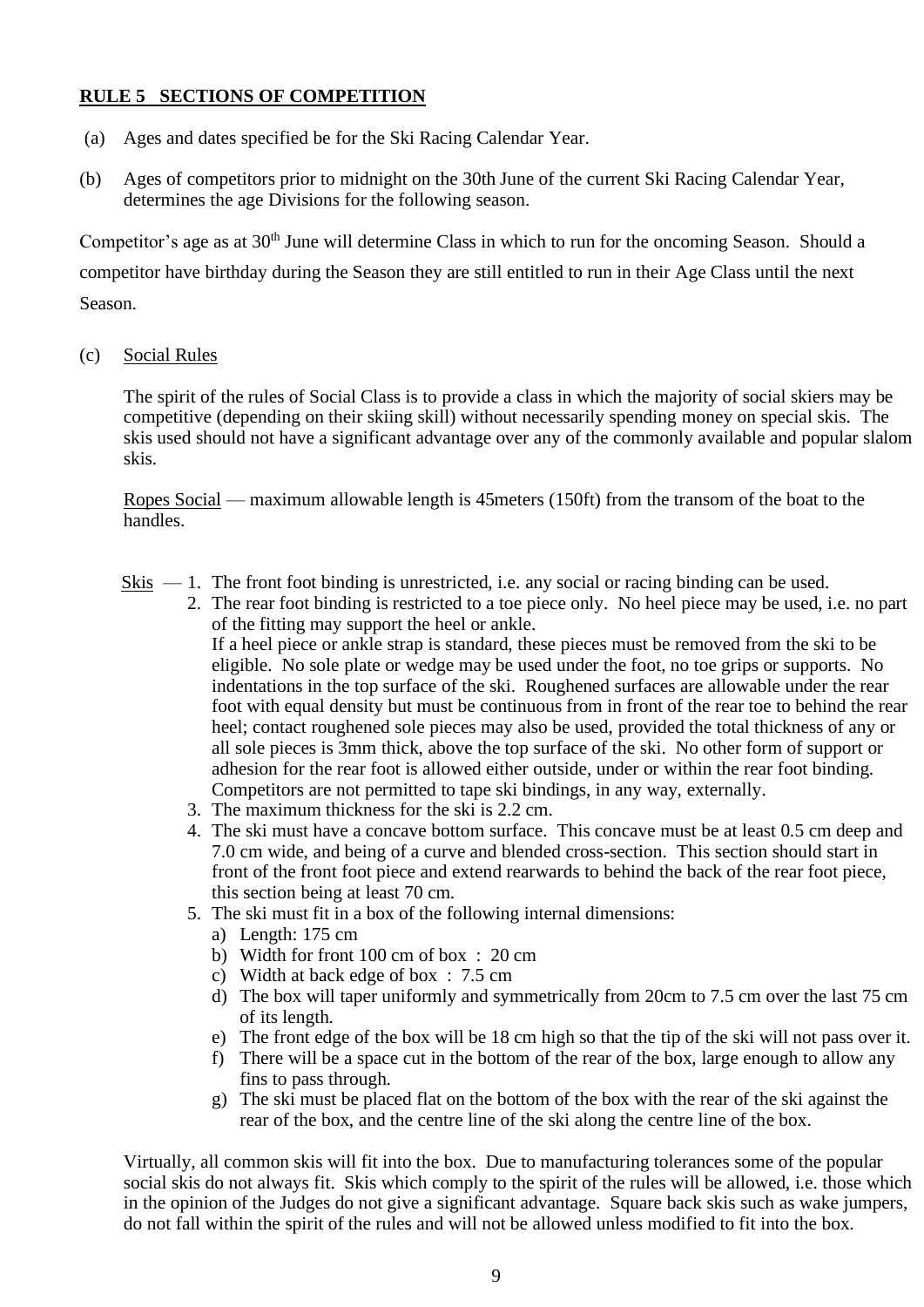## RULE 5 SECTIONS OF COMPETITION

(a) Ages and dates specified be for the Ski Racing Calendar Year.

(b) Ages of competitors prior to midnight on the 30th June of the current Ski Racing Calendar Year, determines the age Divisions for the following season.

Competitor's age as at 30th June will determine Class in which to run for the oncoming Season. Should a competitor have birthday during the Season they are still entitled to run in their Age Class until the next Season.

(c) Social Rules

The spirit of the rules of Social Class is to provide a class in which the majority of social skiers may be competitive (depending on their skiing skill) without necessarily spending money on special skis. The skis used should not have a significant advantage over any of the commonly available and popular slalom skis.

Ropes Social — maximum allowable length is 45meters (150ft) from the transom of the boat to the handles.

Skis —
1. The front foot binding is unrestricted, i.e. any social or racing binding can be used.
2. The rear foot binding is restricted to a toe piece only. No heel piece may be used, i.e. no part of the fitting may support the heel or ankle.
   If a heel piece or ankle strap is standard, these pieces must be removed from the ski to be eligible. No sole plate or wedge may be used under the foot, no toe grips or supports. No indentations in the top surface of the ski. Roughened surfaces are allowable under the rear foot with equal density but must be continuous from in front of the rear toe to behind the rear heel; contact roughened sole pieces may also be used, provided the total thickness of any or all sole pieces is 3mm thick, above the top surface of the ski. No other form of support or adhesion for the rear foot is allowed either outside, under or within the rear foot binding. Competitors are not permitted to tape ski bindings, in any way, externally.
3. The maximum thickness for the ski is 2.2 cm.
4. The ski must have a concave bottom surface. This concave must be at least 0.5 cm deep and 7.0 cm wide, and being of a curve and blended cross-section. This section should start in front of the front foot piece and extend rearwards to behind the back of the rear foot piece, this section being at least 70 cm.
5. The ski must fit in a box of the following internal dimensions:
   a) Length: 175 cm
   b) Width for front 100 cm of box : 20 cm
   c) Width at back edge of box : 7.5 cm
   d) The box will taper uniformly and symmetrically from 20cm to 7.5 cm over the last 75 cm of its length.
   e) The front edge of the box will be 18 cm high so that the tip of the ski will not pass over it.
   f) There will be a space cut in the bottom of the rear of the box, large enough to allow any fins to pass through.
   g) The ski must be placed flat on the bottom of the box with the rear of the ski against the rear of the box, and the centre line of the ski along the centre line of the box.

Virtually, all common skis will fit into the box. Due to manufacturing tolerances some of the popular social skis do not always fit. Skis which comply to the spirit of the rules will be allowed, i.e. those which in the opinion of the Judges do not give a significant advantage. Square back skis such as wake jumpers, do not fall within the spirit of the rules and will not be allowed unless modified to fit into the box.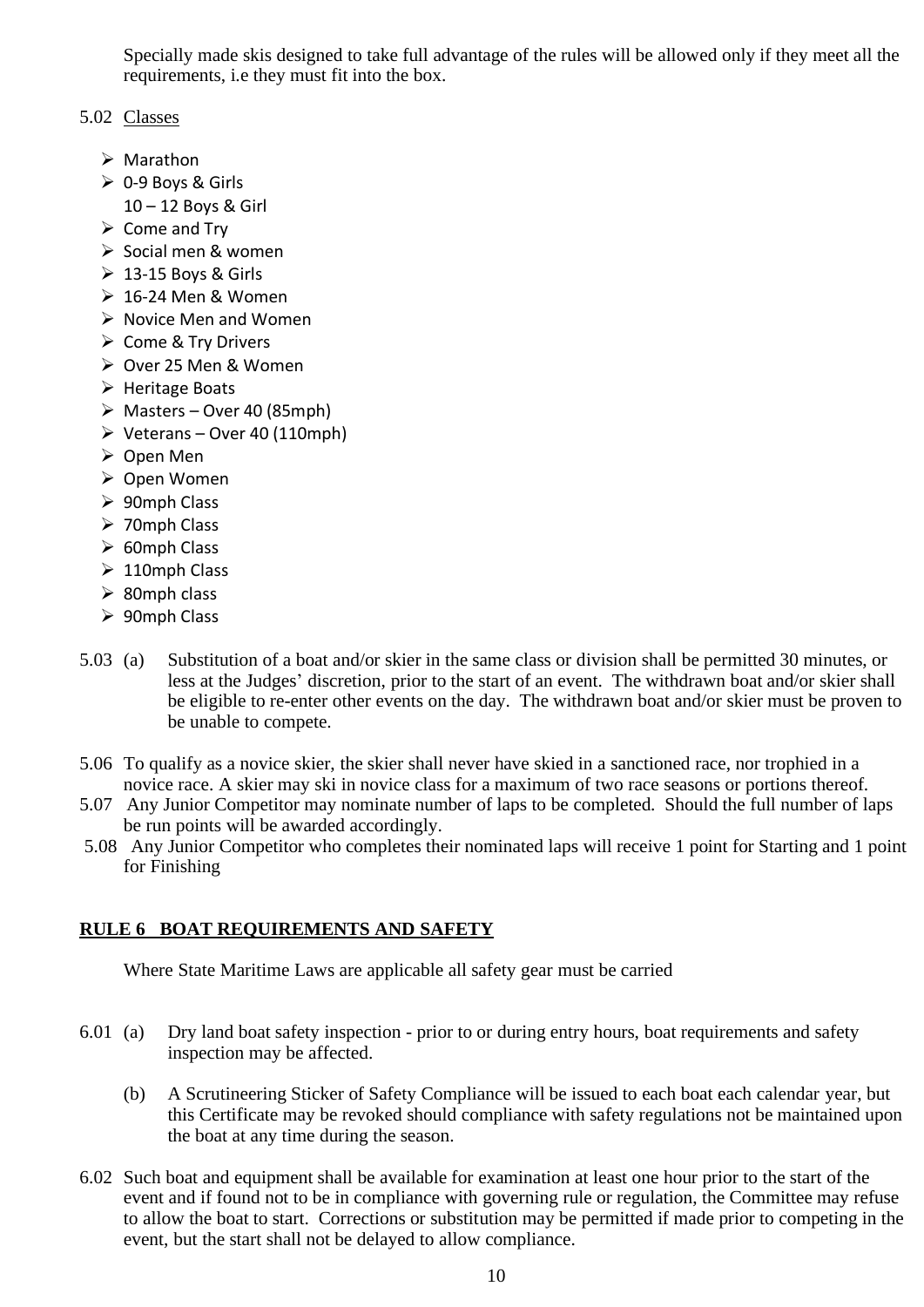Specially made skis designed to take full advantage of the rules will be allowed only if they meet all the requirements, i.e they must fit into the box.

5.02 Classes

- Marathon
- 0-9 Boys & Girls
  10 – 12 Boys & Girl
- Come and Try
- Social men & women
- 13-15 Boys & Girls
- 16-24 Men & Women
- Novice Men and Women
- Come & Try Drivers
- Over 25 Men & Women
- Heritage Boats
- Masters – Over 40 (85mph)
- Veterans – Over 40 (110mph)
- Open Men
- Open Women
- 90mph Class
- 70mph Class
- 60mph Class
- 110mph Class
- 80mph class
- 90mph Class

5.03 (a) Substitution of a boat and/or skier in the same class or division shall be permitted 30 minutes, or less at the Judges' discretion, prior to the start of an event. The withdrawn boat and/or skier shall be eligible to re-enter other events on the day. The withdrawn boat and/or skier must be proven to be unable to compete.

5.06 To qualify as a novice skier, the skier shall never have skied in a sanctioned race, nor trophied in a novice race. A skier may ski in novice class for a maximum of two race seasons or portions thereof.

5.07 Any Junior Competitor may nominate number of laps to be completed. Should the full number of laps be run points will be awarded accordingly.

5.08 Any Junior Competitor who completes their nominated laps will receive 1 point for Starting and 1 point for Finishing

## RULE 6 BOAT REQUIREMENTS AND SAFETY

Where State Maritime Laws are applicable all safety gear must be carried

6.01 (a) Dry land boat safety inspection - prior to or during entry hours, boat requirements and safety inspection may be affected.

(b) A Scrutineering Sticker of Safety Compliance will be issued to each boat each calendar year, but this Certificate may be revoked should compliance with safety regulations not be maintained upon the boat at any time during the season.

6.02 Such boat and equipment shall be available for examination at least one hour prior to the start of the event and if found not to be in compliance with governing rule or regulation, the Committee may refuse to allow the boat to start. Corrections or substitution may be permitted if made prior to competing in the event, but the start shall not be delayed to allow compliance.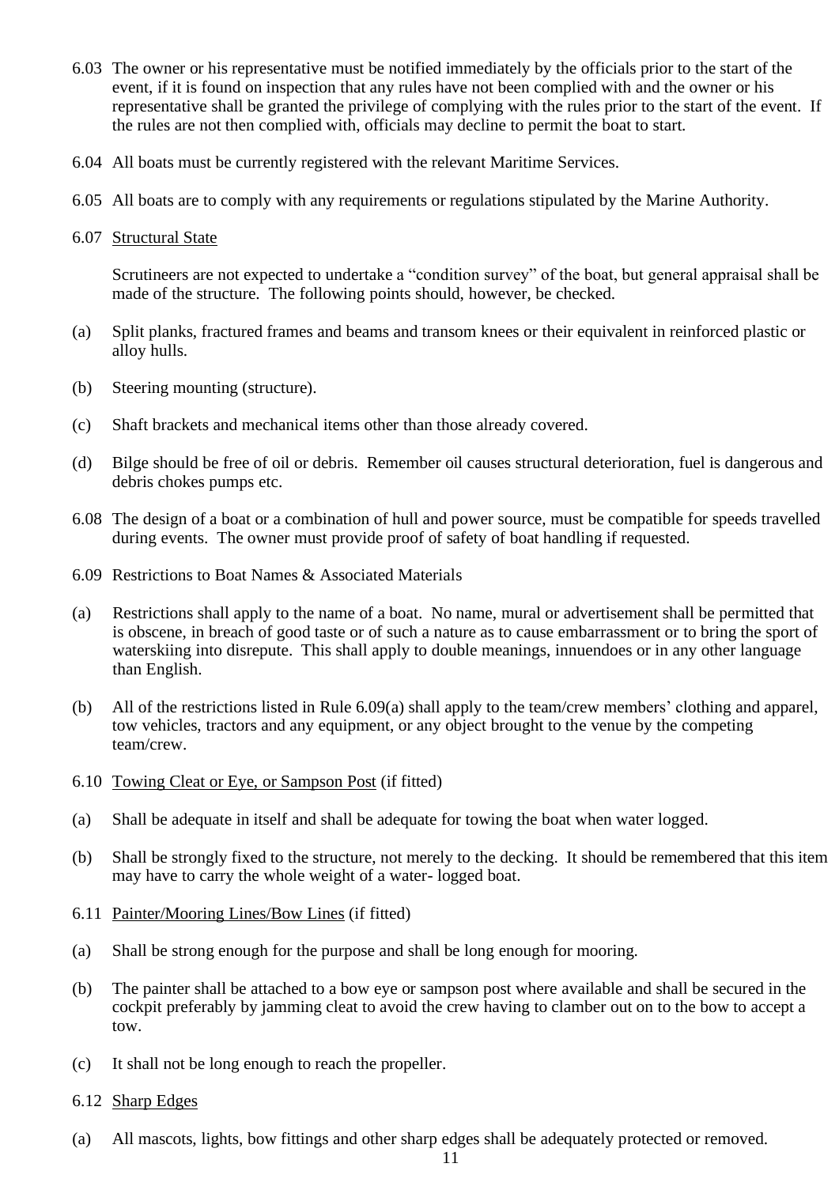6.03 The owner or his representative must be notified immediately by the officials prior to the start of the event, if it is found on inspection that any rules have not been complied with and the owner or his representative shall be granted the privilege of complying with the rules prior to the start of the event. If the rules are not then complied with, officials may decline to permit the boat to start.

6.04 All boats must be currently registered with the relevant Maritime Services.

6.05 All boats are to comply with any requirements or regulations stipulated by the Marine Authority.

6.07 <u>Structural State</u>

Scrutineers are not expected to undertake a "condition survey" of the boat, but general appraisal shall be made of the structure. The following points should, however, be checked.

(a) Split planks, fractured frames and beams and transom knees or their equivalent in reinforced plastic or alloy hulls.

(b) Steering mounting (structure).

(c) Shaft brackets and mechanical items other than those already covered.

(d) Bilge should be free of oil or debris. Remember oil causes structural deterioration, fuel is dangerous and debris chokes pumps etc.

6.08 The design of a boat or a combination of hull and power source, must be compatible for speeds travelled during events. The owner must provide proof of safety of boat handling if requested.

6.09 Restrictions to Boat Names & Associated Materials

(a) Restrictions shall apply to the name of a boat. No name, mural or advertisement shall be permitted that is obscene, in breach of good taste or of such a nature as to cause embarrassment or to bring the sport of waterskiing into disrepute. This shall apply to double meanings, innuendoes or in any other language than English.

(b) All of the restrictions listed in Rule 6.09(a) shall apply to the team/crew members' clothing and apparel, tow vehicles, tractors and any equipment, or any object brought to the venue by the competing team/crew.

6.10 <u>Towing Cleat or Eye, or Sampson Post</u> (if fitted)

(a) Shall be adequate in itself and shall be adequate for towing the boat when water logged.

(b) Shall be strongly fixed to the structure, not merely to the decking. It should be remembered that this item may have to carry the whole weight of a water- logged boat.

6.11 <u>Painter/Mooring Lines/Bow Lines</u> (if fitted)

(a) Shall be strong enough for the purpose and shall be long enough for mooring.

(b) The painter shall be attached to a bow eye or sampson post where available and shall be secured in the cockpit preferably by jamming cleat to avoid the crew having to clamber out on to the bow to accept a tow.

(c) It shall not be long enough to reach the propeller.

6.12 <u>Sharp Edges</u>

(a) All mascots, lights, bow fittings and other sharp edges shall be adequately protected or removed.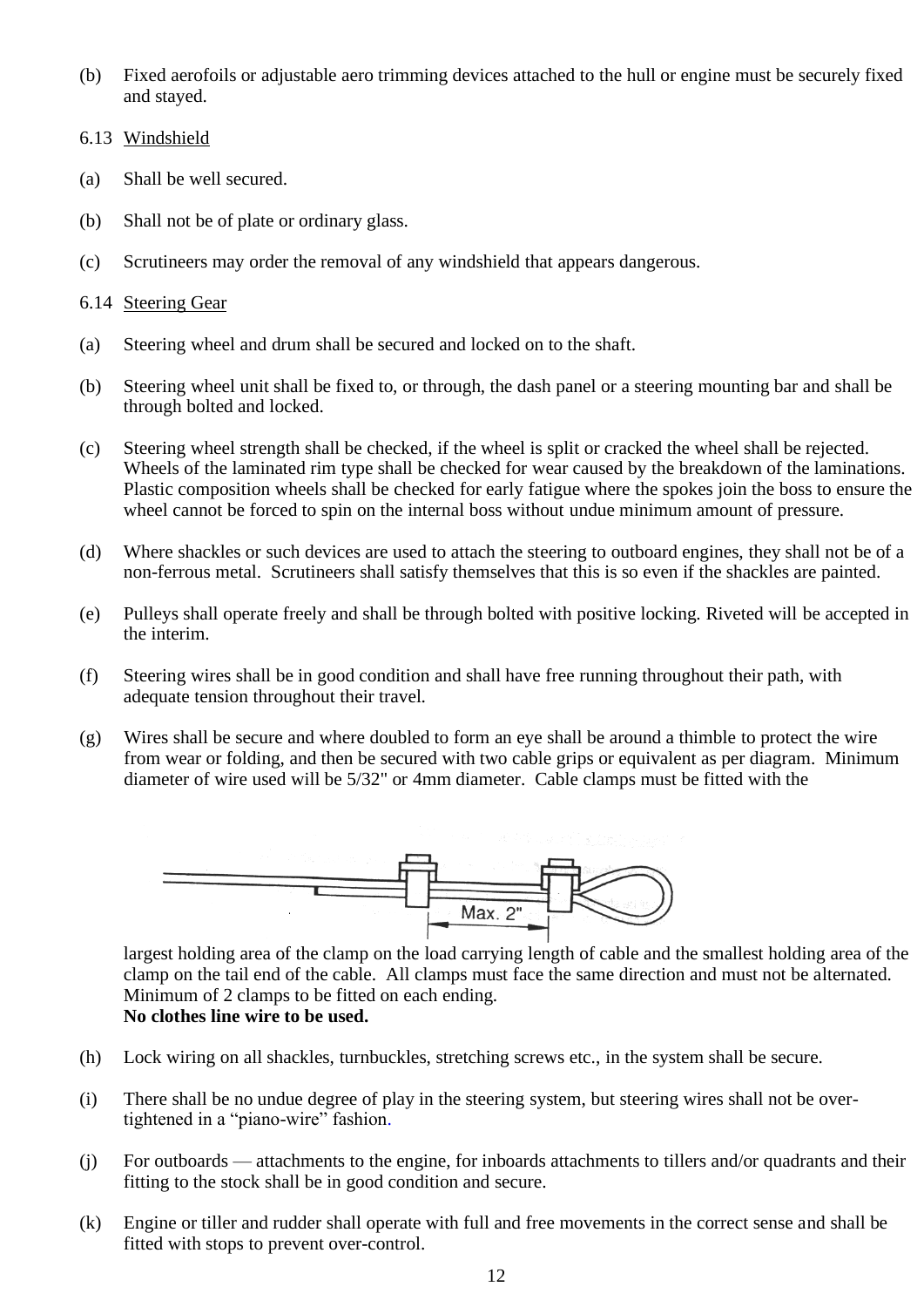(b) Fixed aerofoils or adjustable aero trimming devices attached to the hull or engine must be securely fixed and stayed.

6.13 Windshield

(a) Shall be well secured.

(b) Shall not be of plate or ordinary glass.

(c) Scrutineers may order the removal of any windshield that appears dangerous.

6.14 Steering Gear

(a) Steering wheel and drum shall be secured and locked on to the shaft.

(b) Steering wheel unit shall be fixed to, or through, the dash panel or a steering mounting bar and shall be through bolted and locked.

(c) Steering wheel strength shall be checked, if the wheel is split or cracked the wheel shall be rejected. Wheels of the laminated rim type shall be checked for wear caused by the breakdown of the laminations. Plastic composition wheels shall be checked for early fatigue where the spokes join the boss to ensure the wheel cannot be forced to spin on the internal boss without undue minimum amount of pressure.

(d) Where shackles or such devices are used to attach the steering to outboard engines, they shall not be of a non-ferrous metal. Scrutineers shall satisfy themselves that this is so even if the shackles are painted.

(e) Pulleys shall operate freely and shall be through bolted with positive locking. Riveted will be accepted in the interim.

(f) Steering wires shall be in good condition and shall have free running throughout their path, with adequate tension throughout their travel.

(g) Wires shall be secure and where doubled to form an eye shall be around a thimble to protect the wire from wear or folding, and then be secured with two cable grips or equivalent as per diagram. Minimum diameter of wire used will be 5/32" or 4mm diameter. Cable clamps must be fitted with the

Max. 2"

largest holding area of the clamp on the load carrying length of cable and the smallest holding area of the clamp on the tail end of the cable. All clamps must face the same direction and must not be alternated. Minimum of 2 clamps to be fitted on each ending.
**No clothes line wire to be used.**

(h) Lock wiring on all shackles, turnbuckles, stretching screws etc., in the system shall be secure.

(i) There shall be no undue degree of play in the steering system, but steering wires shall not be over-tightened in a "piano-wire" fashion.

(j) For outboards — attachments to the engine, for inboards attachments to tillers and/or quadrants and their fitting to the stock shall be in good condition and secure.

(k) Engine or tiller and rudder shall operate with full and free movements in the correct sense and shall be fitted with stops to prevent over-control.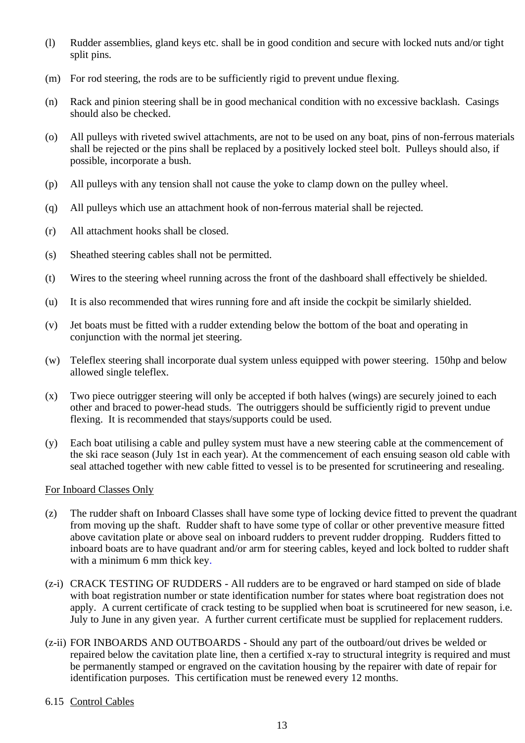(l) Rudder assemblies, gland keys etc. shall be in good condition and secure with locked nuts and/or tight split pins.

(m) For rod steering, the rods are to be sufficiently rigid to prevent undue flexing.

(n) Rack and pinion steering shall be in good mechanical condition with no excessive backlash. Casings should also be checked.

(o) All pulleys with riveted swivel attachments, are not to be used on any boat, pins of non-ferrous materials shall be rejected or the pins shall be replaced by a positively locked steel bolt. Pulleys should also, if possible, incorporate a bush.

(p) All pulleys with any tension shall not cause the yoke to clamp down on the pulley wheel.

(q) All pulleys which use an attachment hook of non-ferrous material shall be rejected.

(r) All attachment hooks shall be closed.

(s) Sheathed steering cables shall not be permitted.

(t) Wires to the steering wheel running across the front of the dashboard shall effectively be shielded.

(u) It is also recommended that wires running fore and aft inside the cockpit be similarly shielded.

(v) Jet boats must be fitted with a rudder extending below the bottom of the boat and operating in conjunction with the normal jet steering.

(w) Teleflex steering shall incorporate dual system unless equipped with power steering. 150hp and below allowed single teleflex.

(x) Two piece outrigger steering will only be accepted if both halves (wings) are securely joined to each other and braced to power-head studs. The outriggers should be sufficiently rigid to prevent undue flexing. It is recommended that stays/supports could be used.

(y) Each boat utilising a cable and pulley system must have a new steering cable at the commencement of the ski race season (July 1st in each year). At the commencement of each ensuing season old cable with seal attached together with new cable fitted to vessel is to be presented for scrutineering and resealing.

<u>For Inboard Classes Only</u>

(z) The rudder shaft on Inboard Classes shall have some type of locking device fitted to prevent the quadrant from moving up the shaft. Rudder shaft to have some type of collar or other preventive measure fitted above cavitation plate or above seal on inboard rudders to prevent rudder dropping. Rudders fitted to inboard boats are to have quadrant and/or arm for steering cables, keyed and lock bolted to rudder shaft with a minimum 6 mm thick key.

(z-i) CRACK TESTING OF RUDDERS - All rudders are to be engraved or hard stamped on side of blade with boat registration number or state identification number for states where boat registration does not apply. A current certificate of crack testing to be supplied when boat is scrutineered for new season, i.e. July to June in any given year. A further current certificate must be supplied for replacement rudders.

(z-ii) FOR INBOARDS AND OUTBOARDS - Should any part of the outboard/out drives be welded or repaired below the cavitation plate line, then a certified x-ray to structural integrity is required and must be permanently stamped or engraved on the cavitation housing by the repairer with date of repair for identification purposes. This certification must be renewed every 12 months.

6.15 <u>Control Cables</u>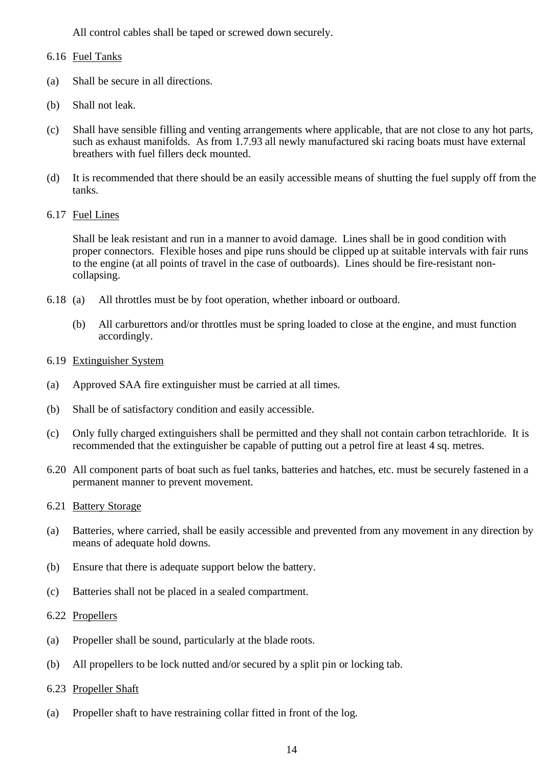All control cables shall be taped or screwed down securely.

6.16 Fuel Tanks

(a) Shall be secure in all directions.

(b) Shall not leak.

(c) Shall have sensible filling and venting arrangements where applicable, that are not close to any hot parts, such as exhaust manifolds. As from 1.7.93 all newly manufactured ski racing boats must have external breathers with fuel fillers deck mounted.

(d) It is recommended that there should be an easily accessible means of shutting the fuel supply off from the tanks.

6.17 Fuel Lines

Shall be leak resistant and run in a manner to avoid damage. Lines shall be in good condition with proper connectors. Flexible hoses and pipe runs should be clipped up at suitable intervals with fair runs to the engine (at all points of travel in the case of outboards). Lines should be fire-resistant non-collapsing.

6.18 (a) All throttles must be by foot operation, whether inboard or outboard.

(b) All carburettors and/or throttles must be spring loaded to close at the engine, and must function accordingly.

6.19 Extinguisher System

(a) Approved SAA fire extinguisher must be carried at all times.

(b) Shall be of satisfactory condition and easily accessible.

(c) Only fully charged extinguishers shall be permitted and they shall not contain carbon tetrachloride. It is recommended that the extinguisher be capable of putting out a petrol fire at least 4 sq. metres.

6.20 All component parts of boat such as fuel tanks, batteries and hatches, etc. must be securely fastened in a permanent manner to prevent movement.

6.21 Battery Storage

(a) Batteries, where carried, shall be easily accessible and prevented from any movement in any direction by means of adequate hold downs.

(b) Ensure that there is adequate support below the battery.

(c) Batteries shall not be placed in a sealed compartment.

6.22 Propellers

(a) Propeller shall be sound, particularly at the blade roots.

(b) All propellers to be lock nutted and/or secured by a split pin or locking tab.

6.23 Propeller Shaft

(a) Propeller shaft to have restraining collar fitted in front of the log.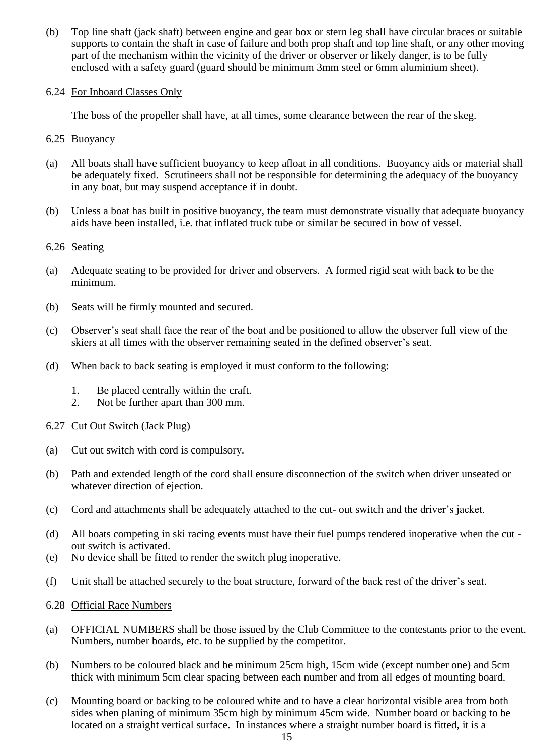(b) Top line shaft (jack shaft) between engine and gear box or stern leg shall have circular braces or suitable supports to contain the shaft in case of failure and both prop shaft and top line shaft, or any other moving part of the mechanism within the vicinity of the driver or observer or likely danger, is to be fully enclosed with a safety guard (guard should be minimum 3mm steel or 6mm aluminium sheet).

6.24 <u>For Inboard Classes Only</u>

The boss of the propeller shall have, at all times, some clearance between the rear of the skeg.

6.25 <u>Buoyancy</u>

(a) All boats shall have sufficient buoyancy to keep afloat in all conditions. Buoyancy aids or material shall be adequately fixed. Scrutineers shall not be responsible for determining the adequacy of the buoyancy in any boat, but may suspend acceptance if in doubt.

(b) Unless a boat has built in positive buoyancy, the team must demonstrate visually that adequate buoyancy aids have been installed, i.e. that inflated truck tube or similar be secured in bow of vessel.

6.26 <u>Seating</u>

(a) Adequate seating to be provided for driver and observers. A formed rigid seat with back to be the minimum.

(b) Seats will be firmly mounted and secured.

(c) Observer's seat shall face the rear of the boat and be positioned to allow the observer full view of the skiers at all times with the observer remaining seated in the defined observer's seat.

(d) When back to back seating is employed it must conform to the following:

1. Be placed centrally within the craft.
2. Not be further apart than 300 mm.

6.27 <u>Cut Out Switch (Jack Plug)</u>

(a) Cut out switch with cord is compulsory.

(b) Path and extended length of the cord shall ensure disconnection of the switch when driver unseated or whatever direction of ejection.

(c) Cord and attachments shall be adequately attached to the cut- out switch and the driver's jacket.

(d) All boats competing in ski racing events must have their fuel pumps rendered inoperative when the cut - out switch is activated.

(e) No device shall be fitted to render the switch plug inoperative.

(f) Unit shall be attached securely to the boat structure, forward of the back rest of the driver's seat.

6.28 <u>Official Race Numbers</u>

(a) OFFICIAL NUMBERS shall be those issued by the Club Committee to the contestants prior to the event. Numbers, number boards, etc. to be supplied by the competitor.

(b) Numbers to be coloured black and be minimum 25cm high, 15cm wide (except number one) and 5cm thick with minimum 5cm clear spacing between each number and from all edges of mounting board.

(c) Mounting board or backing to be coloured white and to have a clear horizontal visible area from both sides when planing of minimum 35cm high by minimum 45cm wide. Number board or backing to be located on a straight vertical surface. In instances where a straight number board is fitted, it is a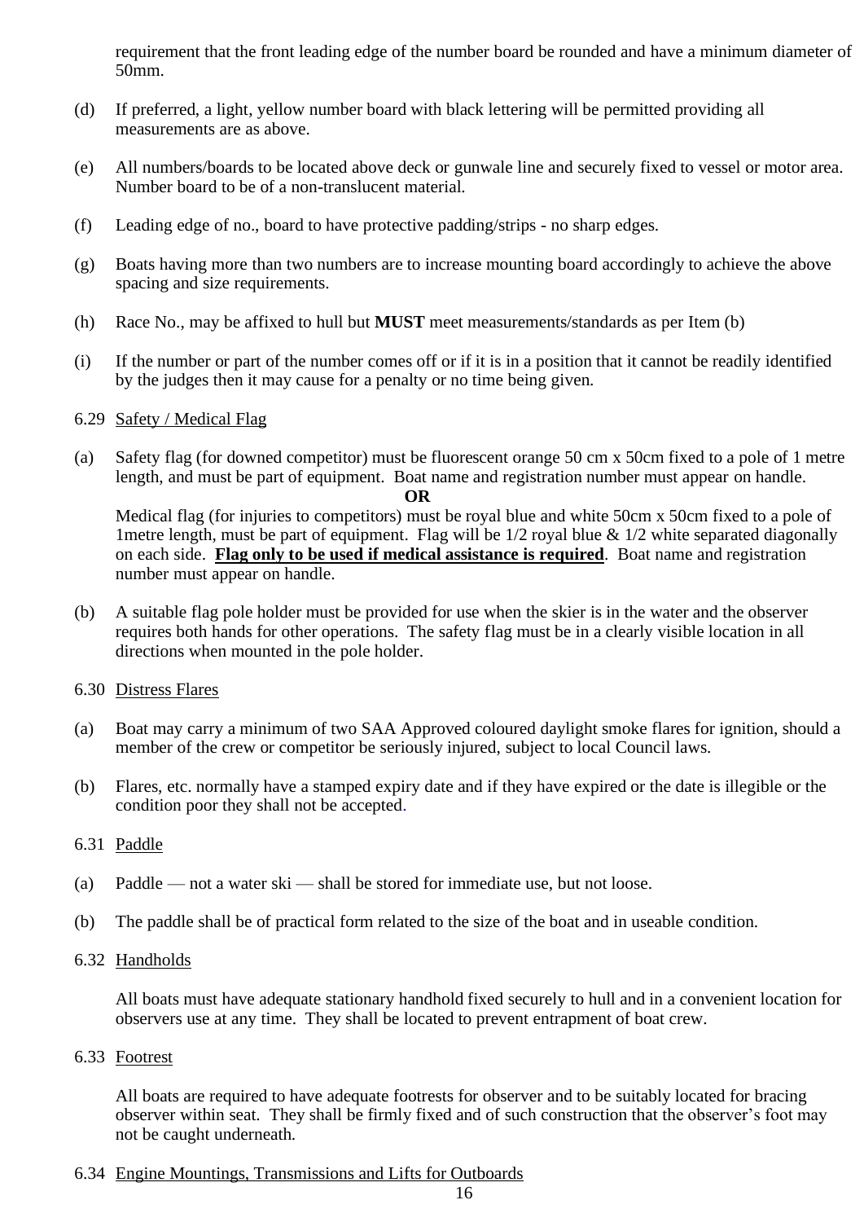requirement that the front leading edge of the number board be rounded and have a minimum diameter of 50mm.

(d) If preferred, a light, yellow number board with black lettering will be permitted providing all measurements are as above.

(e) All numbers/boards to be located above deck or gunwale line and securely fixed to vessel or motor area. Number board to be of a non-translucent material.

(f) Leading edge of no., board to have protective padding/strips - no sharp edges.

(g) Boats having more than two numbers are to increase mounting board accordingly to achieve the above spacing and size requirements.

(h) Race No., may be affixed to hull but **MUST** meet measurements/standards as per Item (b)

(i) If the number or part of the number comes off or if it is in a position that it cannot be readily identified by the judges then it may cause for a penalty or no time being given.

6.29 Safety / Medical Flag

(a) Safety flag (for downed competitor) must be fluorescent orange 50 cm x 50cm fixed to a pole of 1 metre length, and must be part of equipment. Boat name and registration number must appear on handle.

**OR**

Medical flag (for injuries to competitors) must be royal blue and white 50cm x 50cm fixed to a pole of 1metre length, must be part of equipment. Flag will be 1/2 royal blue & 1/2 white separated diagonally on each side. **Flag only to be used if medical assistance is required**. Boat name and registration number must appear on handle.

(b) A suitable flag pole holder must be provided for use when the skier is in the water and the observer requires both hands for other operations. The safety flag must be in a clearly visible location in all directions when mounted in the pole holder.

6.30 Distress Flares

(a) Boat may carry a minimum of two SAA Approved coloured daylight smoke flares for ignition, should a member of the crew or competitor be seriously injured, subject to local Council laws.

(b) Flares, etc. normally have a stamped expiry date and if they have expired or the date is illegible or the condition poor they shall not be accepted.

6.31 Paddle

(a) Paddle — not a water ski — shall be stored for immediate use, but not loose.

(b) The paddle shall be of practical form related to the size of the boat and in useable condition.

6.32 Handholds

All boats must have adequate stationary handhold fixed securely to hull and in a convenient location for observers use at any time. They shall be located to prevent entrapment of boat crew.

6.33 Footrest

All boats are required to have adequate footrests for observer and to be suitably located for bracing observer within seat. They shall be firmly fixed and of such construction that the observer's foot may not be caught underneath.

6.34 Engine Mountings, Transmissions and Lifts for Outboards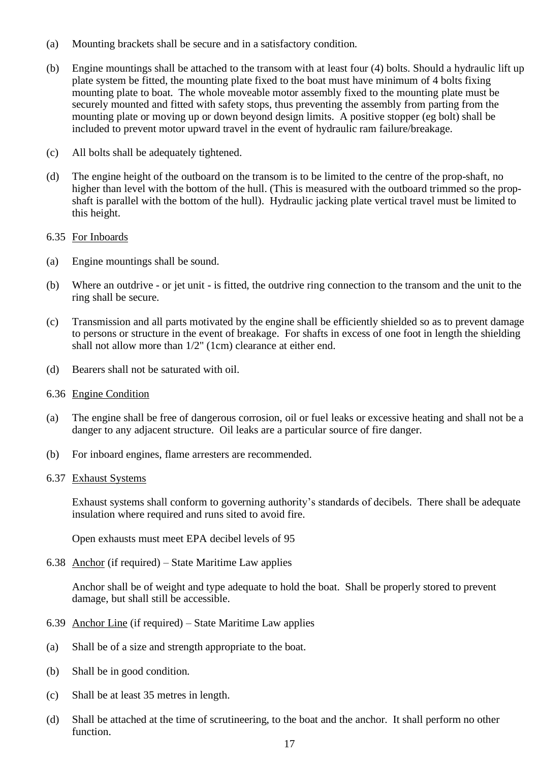(a) Mounting brackets shall be secure and in a satisfactory condition.

(b) Engine mountings shall be attached to the transom with at least four (4) bolts. Should a hydraulic lift up plate system be fitted, the mounting plate fixed to the boat must have minimum of 4 bolts fixing mounting plate to boat. The whole moveable motor assembly fixed to the mounting plate must be securely mounted and fitted with safety stops, thus preventing the assembly from parting from the mounting plate or moving up or down beyond design limits. A positive stopper (eg bolt) shall be included to prevent motor upward travel in the event of hydraulic ram failure/breakage.

(c) All bolts shall be adequately tightened.

(d) The engine height of the outboard on the transom is to be limited to the centre of the prop-shaft, no higher than level with the bottom of the hull. (This is measured with the outboard trimmed so the prop-shaft is parallel with the bottom of the hull). Hydraulic jacking plate vertical travel must be limited to this height.

6.35 <u>For Inboards</u>

(a) Engine mountings shall be sound.

(b) Where an outdrive - or jet unit - is fitted, the outdrive ring connection to the transom and the unit to the ring shall be secure.

(c) Transmission and all parts motivated by the engine shall be efficiently shielded so as to prevent damage to persons or structure in the event of breakage. For shafts in excess of one foot in length the shielding shall not allow more than 1/2" (1cm) clearance at either end.

(d) Bearers shall not be saturated with oil.

6.36 <u>Engine Condition</u>

(a) The engine shall be free of dangerous corrosion, oil or fuel leaks or excessive heating and shall not be a danger to any adjacent structure. Oil leaks are a particular source of fire danger.

(b) For inboard engines, flame arresters are recommended.

6.37 <u>Exhaust Systems</u>

Exhaust systems shall conform to governing authority's standards of decibels. There shall be adequate insulation where required and runs sited to avoid fire.

Open exhausts must meet EPA decibel levels of 95

6.38 <u>Anchor</u> (if required) – State Maritime Law applies

Anchor shall be of weight and type adequate to hold the boat. Shall be properly stored to prevent damage, but shall still be accessible.

6.39 <u>Anchor Line</u> (if required) – State Maritime Law applies

(a) Shall be of a size and strength appropriate to the boat.

(b) Shall be in good condition.

(c) Shall be at least 35 metres in length.

(d) Shall be attached at the time of scrutineering, to the boat and the anchor. It shall perform no other function.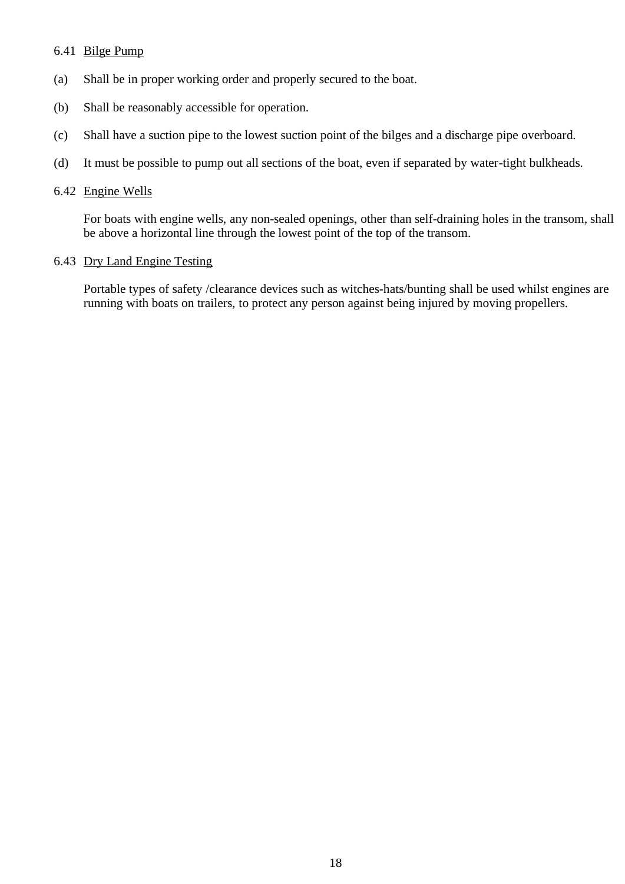6.41 Bilge Pump

(a) Shall be in proper working order and properly secured to the boat.

(b) Shall be reasonably accessible for operation.

(c) Shall have a suction pipe to the lowest suction point of the bilges and a discharge pipe overboard.

(d) It must be possible to pump out all sections of the boat, even if separated by water-tight bulkheads.

6.42 Engine Wells

For boats with engine wells, any non-sealed openings, other than self-draining holes in the transom, shall be above a horizontal line through the lowest point of the top of the transom.

6.43 Dry Land Engine Testing

Portable types of safety /clearance devices such as witches-hats/bunting shall be used whilst engines are running with boats on trailers, to protect any person against being injured by moving propellers.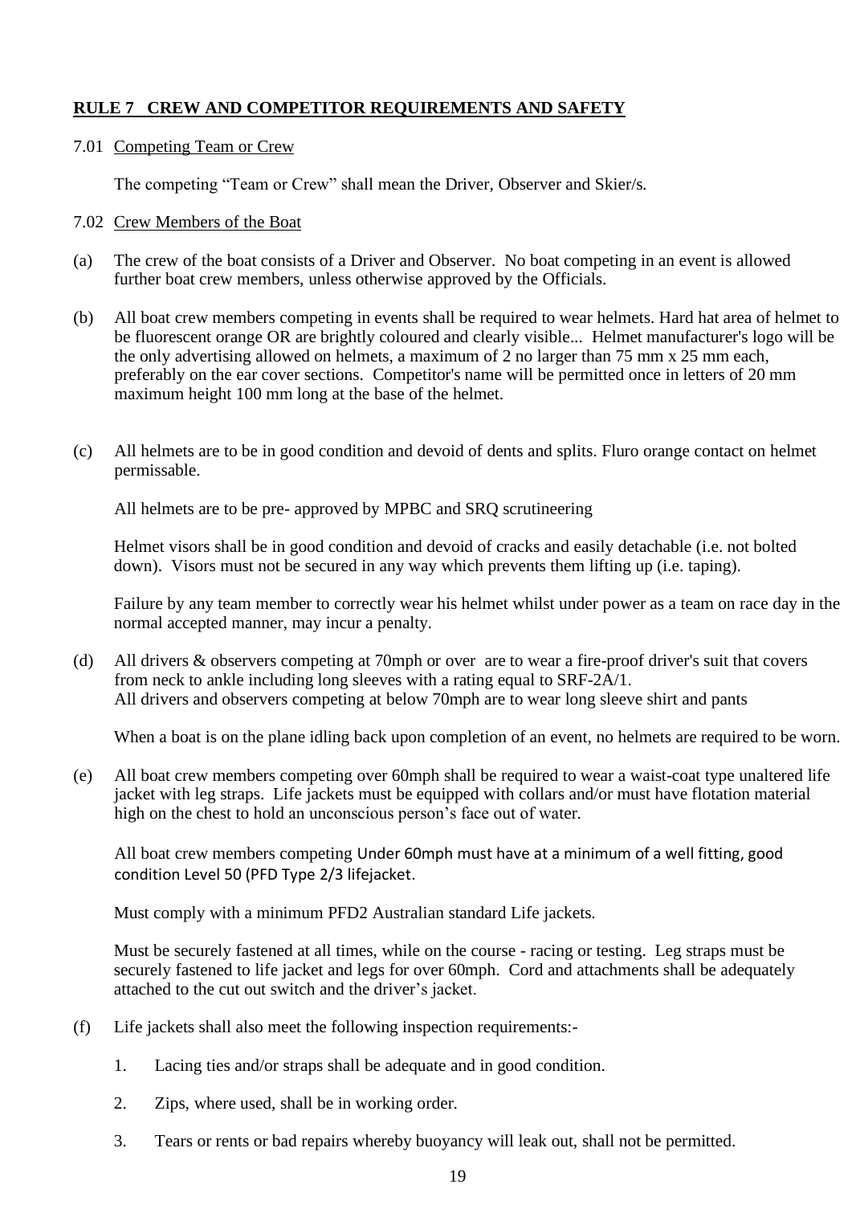## **RULE 7 CREW AND COMPETITOR REQUIREMENTS AND SAFETY**

7.01 Competing Team or Crew

The competing "Team or Crew" shall mean the Driver, Observer and Skier/s.

7.02 Crew Members of the Boat

(a) The crew of the boat consists of a Driver and Observer. No boat competing in an event is allowed further boat crew members, unless otherwise approved by the Officials.

(b) All boat crew members competing in events shall be required to wear helmets. Hard hat area of helmet to be fluorescent orange OR are brightly coloured and clearly visible... Helmet manufacturer's logo will be the only advertising allowed on helmets, a maximum of 2 no larger than 75 mm x 25 mm each, preferably on the ear cover sections. Competitor's name will be permitted once in letters of 20 mm maximum height 100 mm long at the base of the helmet.

(c) All helmets are to be in good condition and devoid of dents and splits. Fluro orange contact on helmet permissable.

All helmets are to be pre- approved by MPBC and SRQ scrutineering

Helmet visors shall be in good condition and devoid of cracks and easily detachable (i.e. not bolted down). Visors must not be secured in any way which prevents them lifting up (i.e. taping).

Failure by any team member to correctly wear his helmet whilst under power as a team on race day in the normal accepted manner, may incur a penalty.

(d) All drivers & observers competing at 70mph or over are to wear a fire-proof driver's suit that covers from neck to ankle including long sleeves with a rating equal to SRF-2A/1.
All drivers and observers competing at below 70mph are to wear long sleeve shirt and pants

When a boat is on the plane idling back upon completion of an event, no helmets are required to be worn.

(e) All boat crew members competing over 60mph shall be required to wear a waist-coat type unaltered life jacket with leg straps. Life jackets must be equipped with collars and/or must have flotation material high on the chest to hold an unconscious person's face out of water.

All boat crew members competing Under 60mph must have at a minimum of a well fitting, good condition Level 50 (PFD Type 2/3 lifejacket.

Must comply with a minimum PFD2 Australian standard Life jackets.

Must be securely fastened at all times, while on the course - racing or testing. Leg straps must be securely fastened to life jacket and legs for over 60mph. Cord and attachments shall be adequately attached to the cut out switch and the driver's jacket.

(f) Life jackets shall also meet the following inspection requirements:-

1. Lacing ties and/or straps shall be adequate and in good condition.
2. Zips, where used, shall be in working order.
3. Tears or rents or bad repairs whereby buoyancy will leak out, shall not be permitted.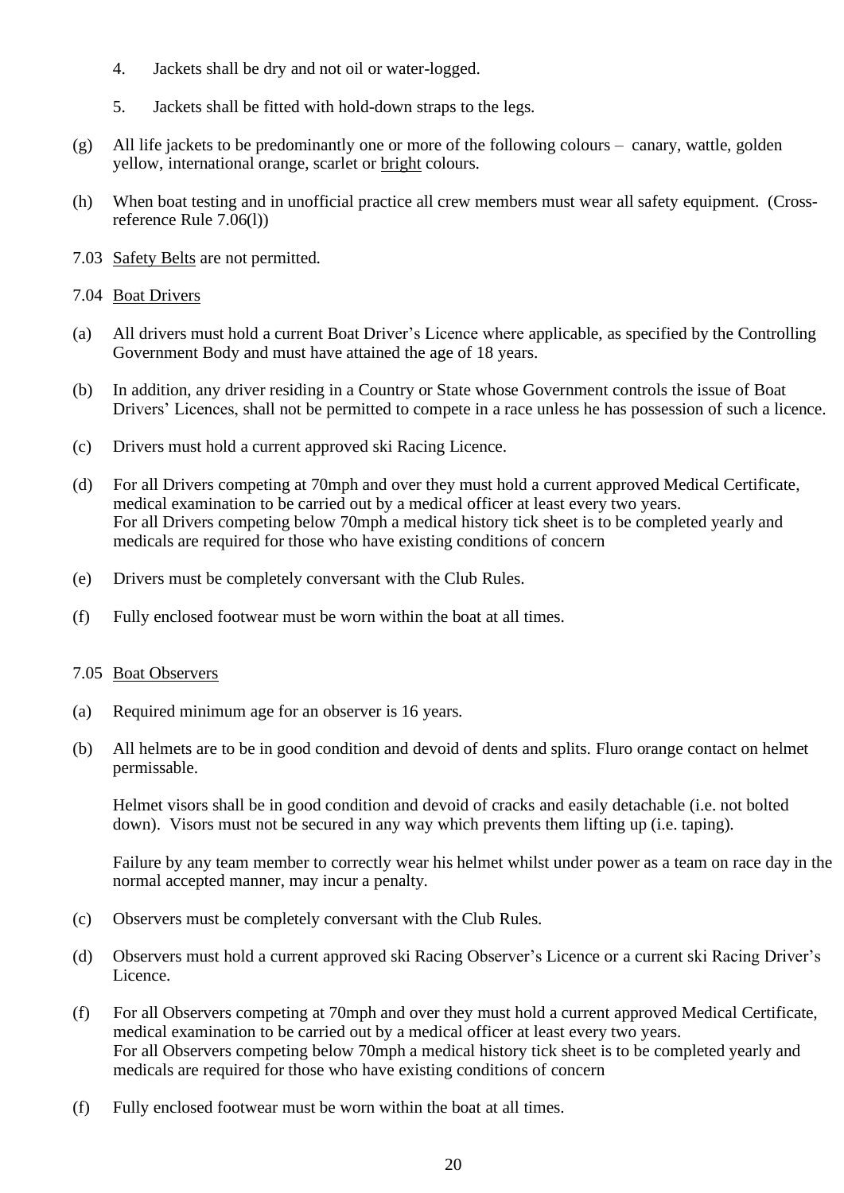4. Jackets shall be dry and not oil or water-logged.

5. Jackets shall be fitted with hold-down straps to the legs.

(g) All life jackets to be predominantly one or more of the following colours – canary, wattle, golden yellow, international orange, scarlet or <u>bright</u> colours.

(h) When boat testing and in unofficial practice all crew members must wear all safety equipment. (Cross-reference Rule 7.06(l))

7.03 <u>Safety Belts</u> are not permitted.

7.04 <u>Boat Drivers</u>

(a) All drivers must hold a current Boat Driver's Licence where applicable, as specified by the Controlling Government Body and must have attained the age of 18 years.

(b) In addition, any driver residing in a Country or State whose Government controls the issue of Boat Drivers' Licences, shall not be permitted to compete in a race unless he has possession of such a licence.

(c) Drivers must hold a current approved ski Racing Licence.

(d) For all Drivers competing at 70mph and over they must hold a current approved Medical Certificate, medical examination to be carried out by a medical officer at least every two years.
For all Drivers competing below 70mph a medical history tick sheet is to be completed yearly and medicals are required for those who have existing conditions of concern

(e) Drivers must be completely conversant with the Club Rules.

(f) Fully enclosed footwear must be worn within the boat at all times.

7.05 <u>Boat Observers</u>

(a) Required minimum age for an observer is 16 years.

(b) All helmets are to be in good condition and devoid of dents and splits. Fluro orange contact on helmet permissable.

Helmet visors shall be in good condition and devoid of cracks and easily detachable (i.e. not bolted down). Visors must not be secured in any way which prevents them lifting up (i.e. taping).

Failure by any team member to correctly wear his helmet whilst under power as a team on race day in the normal accepted manner, may incur a penalty.

(c) Observers must be completely conversant with the Club Rules.

(d) Observers must hold a current approved ski Racing Observer's Licence or a current ski Racing Driver's Licence.

(f) For all Observers competing at 70mph and over they must hold a current approved Medical Certificate, medical examination to be carried out by a medical officer at least every two years.
For all Observers competing below 70mph a medical history tick sheet is to be completed yearly and medicals are required for those who have existing conditions of concern

(f) Fully enclosed footwear must be worn within the boat at all times.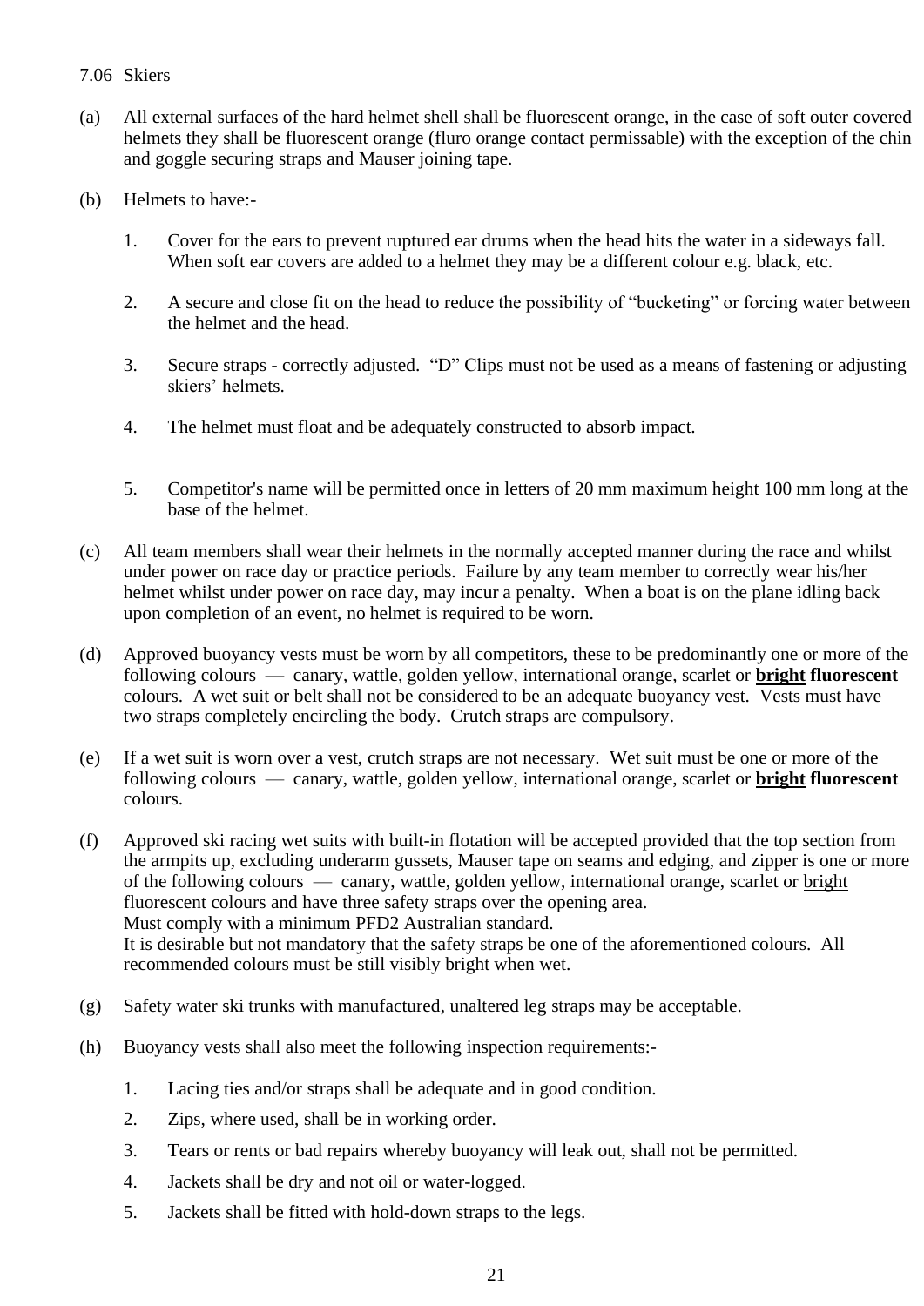7.06 <u>Skiers</u>

(a) All external surfaces of the hard helmet shell shall be fluorescent orange, in the case of soft outer covered helmets they shall be fluorescent orange (fluro orange contact permissable) with the exception of the chin and goggle securing straps and Mauser joining tape.

(b) Helmets to have:-

1. Cover for the ears to prevent ruptured ear drums when the head hits the water in a sideways fall. When soft ear covers are added to a helmet they may be a different colour e.g. black, etc.
2. A secure and close fit on the head to reduce the possibility of "bucketing" or forcing water between the helmet and the head.
3. Secure straps - correctly adjusted. "D" Clips must not be used as a means of fastening or adjusting skiers' helmets.
4. The helmet must float and be adequately constructed to absorb impact.
5. Competitor's name will be permitted once in letters of 20 mm maximum height 100 mm long at the base of the helmet.

(c) All team members shall wear their helmets in the normally accepted manner during the race and whilst under power on race day or practice periods. Failure by any team member to correctly wear his/her helmet whilst under power on race day, may incur a penalty. When a boat is on the plane idling back upon completion of an event, no helmet is required to be worn.

(d) Approved buoyancy vests must be worn by all competitors, these to be predominantly one or more of the following colours — canary, wattle, golden yellow, international orange, scarlet or **<u>bright</u> fluorescent** colours. A wet suit or belt shall not be considered to be an adequate buoyancy vest. Vests must have two straps completely encircling the body. Crutch straps are compulsory.

(e) If a wet suit is worn over a vest, crutch straps are not necessary. Wet suit must be one or more of the following colours — canary, wattle, golden yellow, international orange, scarlet or **<u>bright</u> fluorescent** colours.

(f) Approved ski racing wet suits with built-in flotation will be accepted provided that the top section from the armpits up, excluding underarm gussets, Mauser tape on seams and edging, and zipper is one or more of the following colours — canary, wattle, golden yellow, international orange, scarlet or <u>bright</u> fluorescent colours and have three safety straps over the opening area.
Must comply with a minimum PFD2 Australian standard.
It is desirable but not mandatory that the safety straps be one of the aforementioned colours. All recommended colours must be still visibly bright when wet.

(g) Safety water ski trunks with manufactured, unaltered leg straps may be acceptable.

(h) Buoyancy vests shall also meet the following inspection requirements:-

1. Lacing ties and/or straps shall be adequate and in good condition.
2. Zips, where used, shall be in working order.
3. Tears or rents or bad repairs whereby buoyancy will leak out, shall not be permitted.
4. Jackets shall be dry and not oil or water-logged.
5. Jackets shall be fitted with hold-down straps to the legs.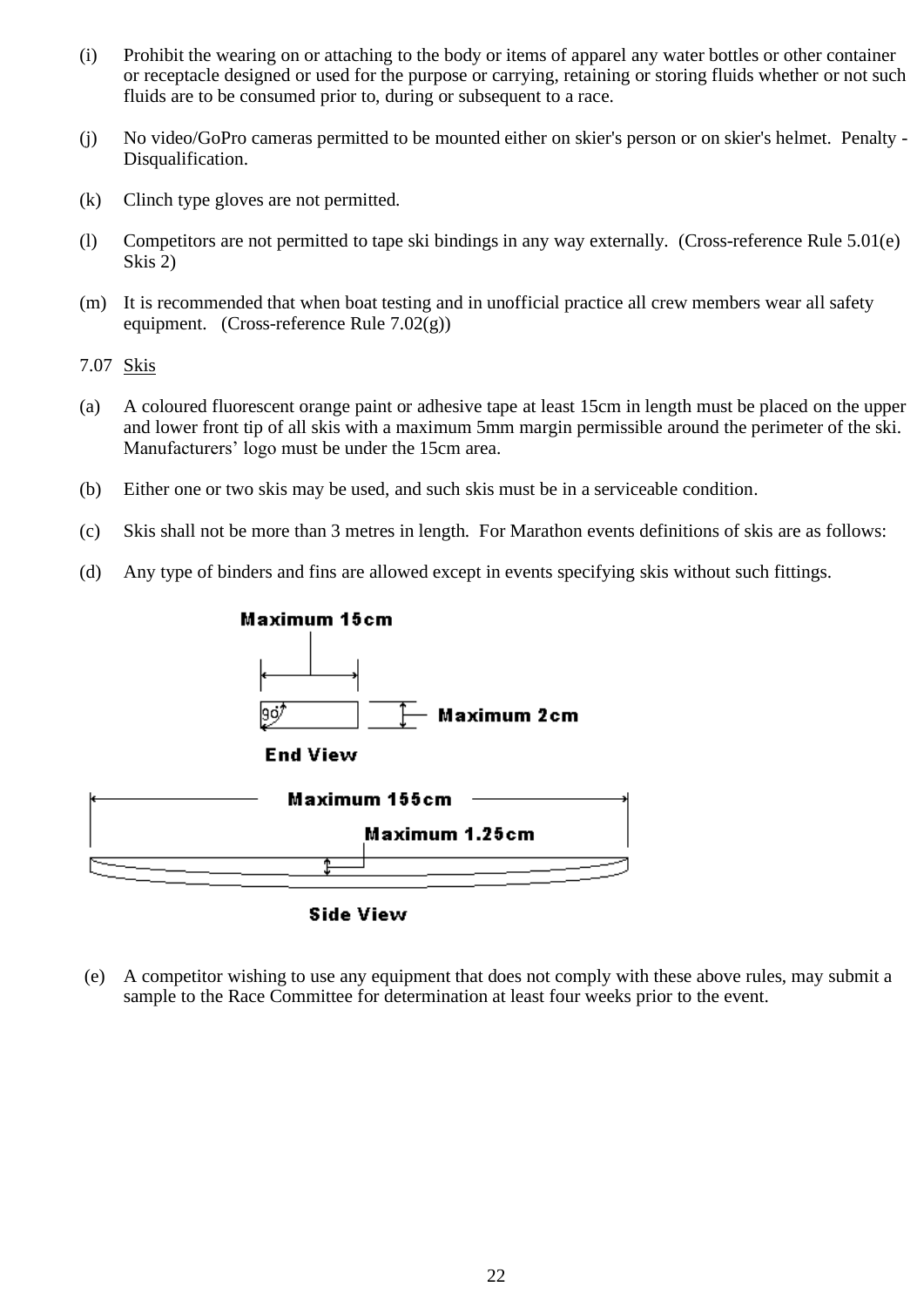(i) Prohibit the wearing on or attaching to the body or items of apparel any water bottles or other container or receptacle designed or used for the purpose or carrying, retaining or storing fluids whether or not such fluids are to be consumed prior to, during or subsequent to a race.

(j) No video/GoPro cameras permitted to be mounted either on skier's person or on skier's helmet. Penalty - Disqualification.

(k) Clinch type gloves are not permitted.

(l) Competitors are not permitted to tape ski bindings in any way externally. (Cross-reference Rule 5.01(e) Skis 2)

(m) It is recommended that when boat testing and in unofficial practice all crew members wear all safety equipment. (Cross-reference Rule 7.02(g))

7.07 Skis

(a) A coloured fluorescent orange paint or adhesive tape at least 15cm in length must be placed on the upper and lower front tip of all skis with a maximum 5mm margin permissible around the perimeter of the ski. Manufacturers' logo must be under the 15cm area.

(b) Either one or two skis may be used, and such skis must be in a serviceable condition.

(c) Skis shall not be more than 3 metres in length. For Marathon events definitions of skis are as follows:

(d) Any type of binders and fins are allowed except in events specifying skis without such fittings.

Maximum 15cm

90°

Maximum 2cm

End View

Maximum 155cm

Maximum 1.25cm

Side View

(e) A competitor wishing to use any equipment that does not comply with these above rules, may submit a sample to the Race Committee for determination at least four weeks prior to the event.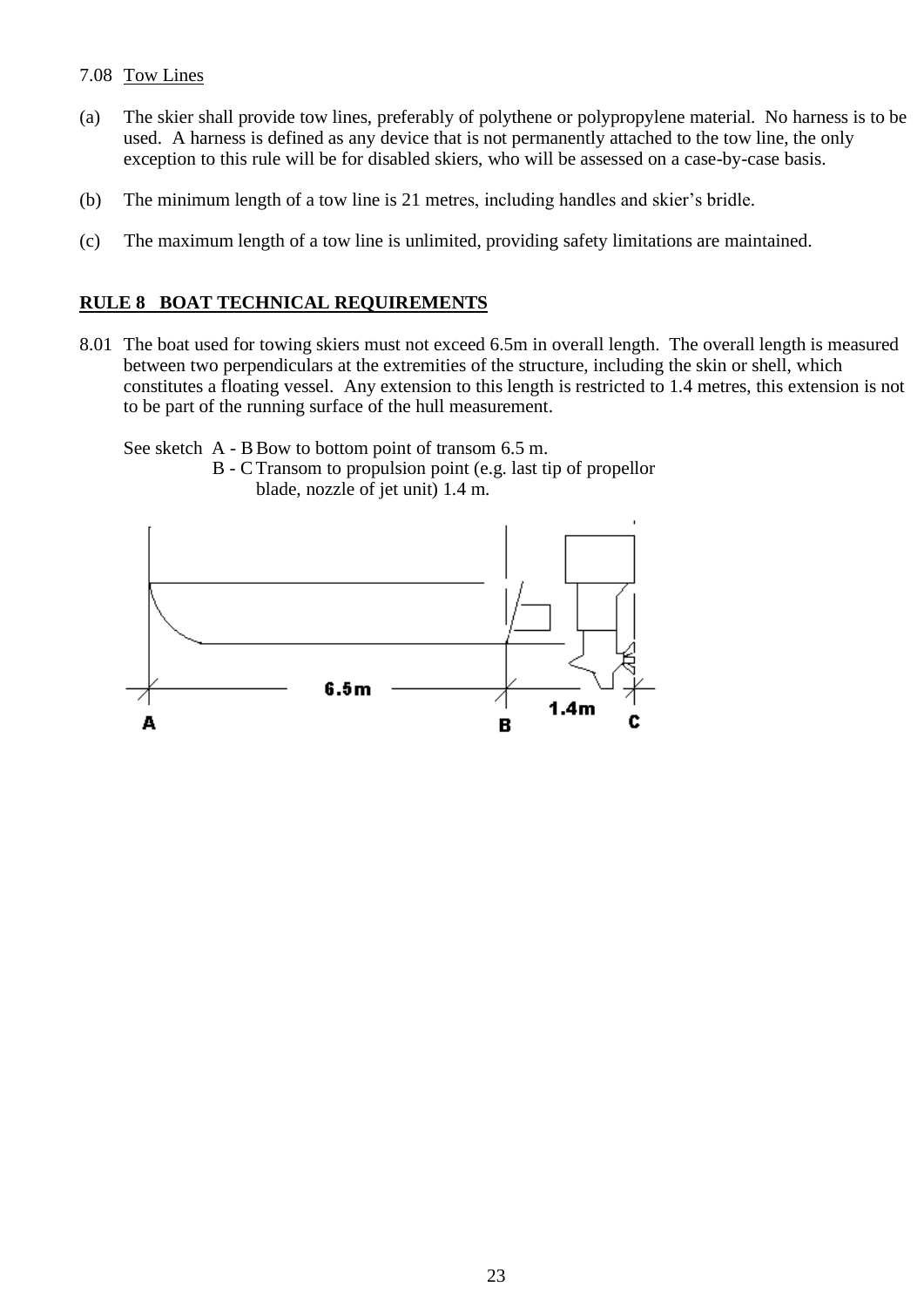7.08 Tow Lines

(a) The skier shall provide tow lines, preferably of polythene or polypropylene material. No harness is to be used. A harness is defined as any device that is not permanently attached to the tow line, the only exception to this rule will be for disabled skiers, who will be assessed on a case-by-case basis.

(b) The minimum length of a tow line is 21 metres, including handles and skier's bridle.

(c) The maximum length of a tow line is unlimited, providing safety limitations are maintained.

## RULE 8 BOAT TECHNICAL REQUIREMENTS

8.01 The boat used for towing skiers must not exceed 6.5m in overall length. The overall length is measured between two perpendiculars at the extremities of the structure, including the skin or shell, which constitutes a floating vessel. Any extension to this length is restricted to 1.4 metres, this extension is not to be part of the running surface of the hull measurement.

See sketch A - B Bow to bottom point of transom 6.5 m.
B - C Transom to propulsion point (e.g. last tip of propellor blade, nozzle of jet unit) 1.4 m.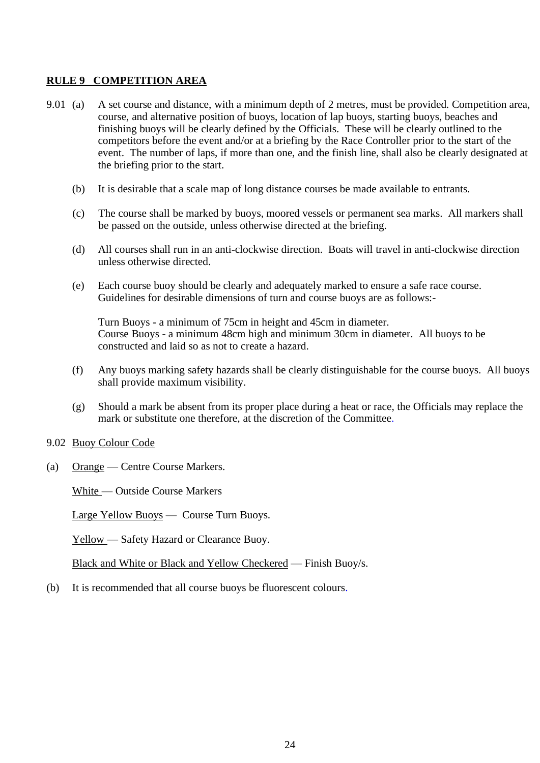## **RULE 9 COMPETITION AREA**

9.01 (a) A set course and distance, with a minimum depth of 2 metres, must be provided. Competition area, course, and alternative position of buoys, location of lap buoys, starting buoys, beaches and finishing buoys will be clearly defined by the Officials. These will be clearly outlined to the competitors before the event and/or at a briefing by the Race Controller prior to the start of the event. The number of laps, if more than one, and the finish line, shall also be clearly designated at the briefing prior to the start.

(b) It is desirable that a scale map of long distance courses be made available to entrants.

(c) The course shall be marked by buoys, moored vessels or permanent sea marks. All markers shall be passed on the outside, unless otherwise directed at the briefing.

(d) All courses shall run in an anti-clockwise direction. Boats will travel in anti-clockwise direction unless otherwise directed.

(e) Each course buoy should be clearly and adequately marked to ensure a safe race course. Guidelines for desirable dimensions of turn and course buoys are as follows:-

Turn Buoys - a minimum of 75cm in height and 45cm in diameter.
Course Buoys - a minimum 48cm high and minimum 30cm in diameter. All buoys to be constructed and laid so as not to create a hazard.

(f) Any buoys marking safety hazards shall be clearly distinguishable for the course buoys. All buoys shall provide maximum visibility.

(g) Should a mark be absent from its proper place during a heat or race, the Officials may replace the mark or substitute one therefore, at the discretion of the Committee.

9.02 Buoy Colour Code

(a) Orange — Centre Course Markers.

White — Outside Course Markers

Large Yellow Buoys — Course Turn Buoys.

Yellow — Safety Hazard or Clearance Buoy.

Black and White or Black and Yellow Checkered — Finish Buoy/s.

(b) It is recommended that all course buoys be fluorescent colours.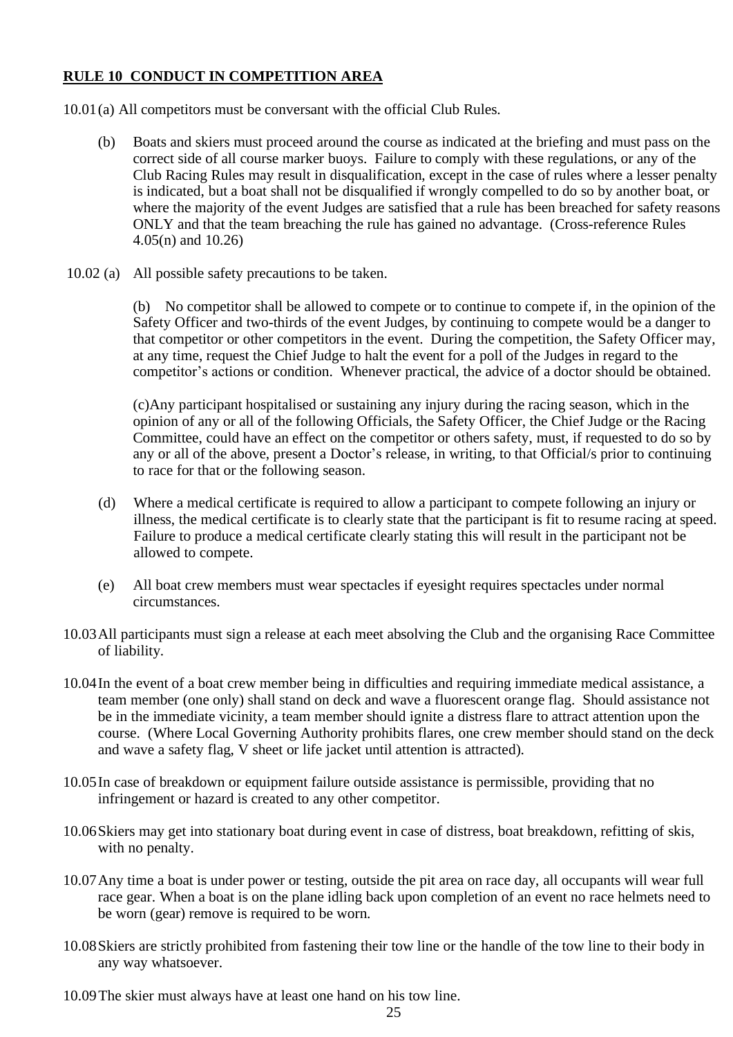## **RULE 10 CONDUCT IN COMPETITION AREA**

10.01 (a) All competitors must be conversant with the official Club Rules.

(b) Boats and skiers must proceed around the course as indicated at the briefing and must pass on the correct side of all course marker buoys. Failure to comply with these regulations, or any of the Club Racing Rules may result in disqualification, except in the case of rules where a lesser penalty is indicated, but a boat shall not be disqualified if wrongly compelled to do so by another boat, or where the majority of the event Judges are satisfied that a rule has been breached for safety reasons ONLY and that the team breaching the rule has gained no advantage. (Cross-reference Rules 4.05(n) and 10.26)

10.02 (a) All possible safety precautions to be taken.

(b) No competitor shall be allowed to compete or to continue to compete if, in the opinion of the Safety Officer and two-thirds of the event Judges, by continuing to compete would be a danger to that competitor or other competitors in the event. During the competition, the Safety Officer may, at any time, request the Chief Judge to halt the event for a poll of the Judges in regard to the competitor's actions or condition. Whenever practical, the advice of a doctor should be obtained.

(c)Any participant hospitalised or sustaining any injury during the racing season, which in the opinion of any or all of the following Officials, the Safety Officer, the Chief Judge or the Racing Committee, could have an effect on the competitor or others safety, must, if requested to do so by any or all of the above, present a Doctor's release, in writing, to that Official/s prior to continuing to race for that or the following season.

(d) Where a medical certificate is required to allow a participant to compete following an injury or illness, the medical certificate is to clearly state that the participant is fit to resume racing at speed. Failure to produce a medical certificate clearly stating this will result in the participant not be allowed to compete.

(e) All boat crew members must wear spectacles if eyesight requires spectacles under normal circumstances.

10.03 All participants must sign a release at each meet absolving the Club and the organising Race Committee of liability.

10.04 In the event of a boat crew member being in difficulties and requiring immediate medical assistance, a team member (one only) shall stand on deck and wave a fluorescent orange flag. Should assistance not be in the immediate vicinity, a team member should ignite a distress flare to attract attention upon the course. (Where Local Governing Authority prohibits flares, one crew member should stand on the deck and wave a safety flag, V sheet or life jacket until attention is attracted).

10.05 In case of breakdown or equipment failure outside assistance is permissible, providing that no infringement or hazard is created to any other competitor.

10.06 Skiers may get into stationary boat during event in case of distress, boat breakdown, refitting of skis, with no penalty.

10.07 Any time a boat is under power or testing, outside the pit area on race day, all occupants will wear full race gear. When a boat is on the plane idling back upon completion of an event no race helmets need to be worn (gear) remove is required to be worn.

10.08 Skiers are strictly prohibited from fastening their tow line or the handle of the tow line to their body in any way whatsoever.

10.09 The skier must always have at least one hand on his tow line.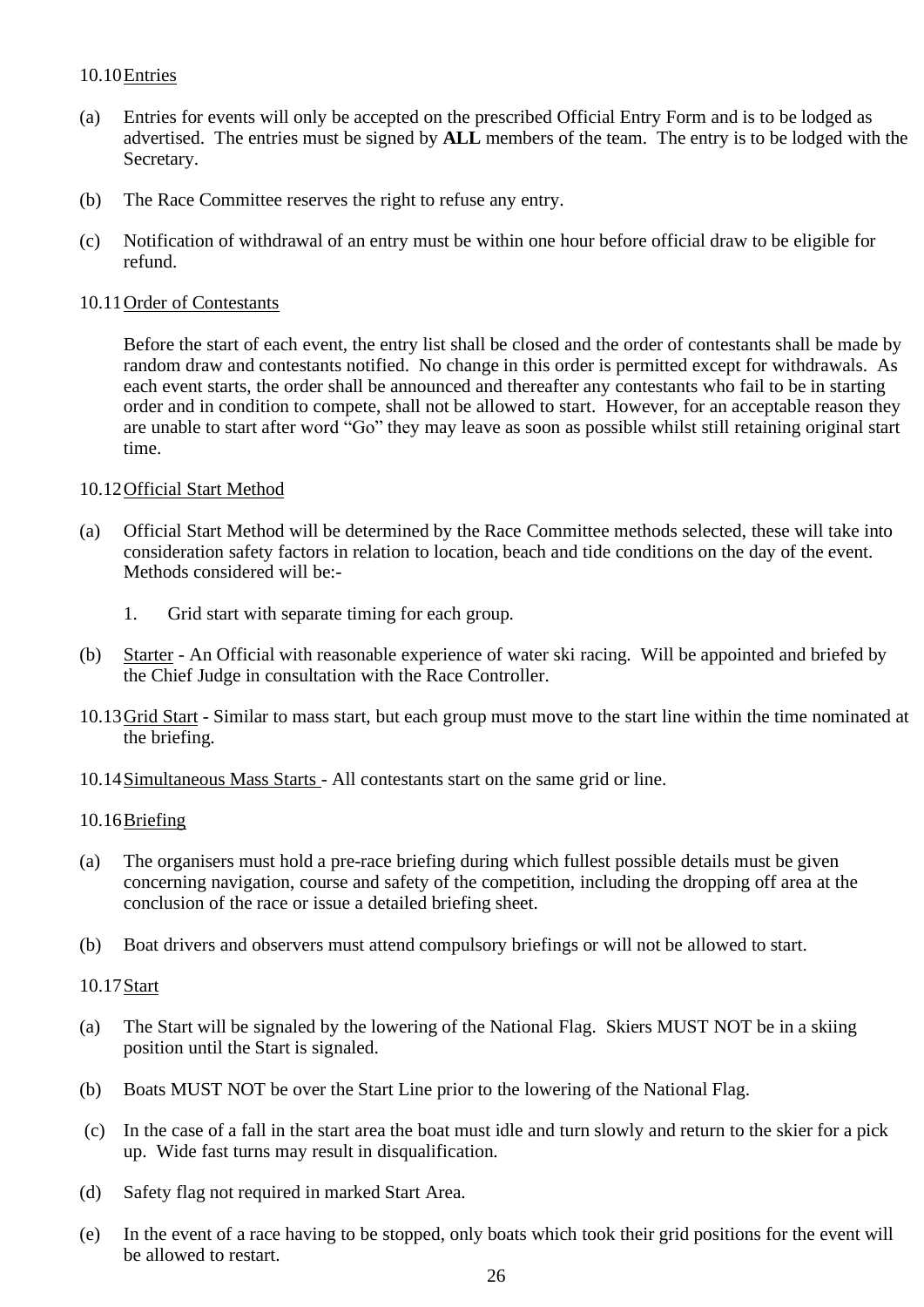10.10 Entries

(a) Entries for events will only be accepted on the prescribed Official Entry Form and is to be lodged as advertised. The entries must be signed by **ALL** members of the team. The entry is to be lodged with the Secretary.

(b) The Race Committee reserves the right to refuse any entry.

(c) Notification of withdrawal of an entry must be within one hour before official draw to be eligible for refund.

10.11 Order of Contestants

Before the start of each event, the entry list shall be closed and the order of contestants shall be made by random draw and contestants notified. No change in this order is permitted except for withdrawals. As each event starts, the order shall be announced and thereafter any contestants who fail to be in starting order and in condition to compete, shall not be allowed to start. However, for an acceptable reason they are unable to start after word "Go" they may leave as soon as possible whilst still retaining original start time.

10.12 Official Start Method

(a) Official Start Method will be determined by the Race Committee methods selected, these will take into consideration safety factors in relation to location, beach and tide conditions on the day of the event. Methods considered will be:-

1. Grid start with separate timing for each group.

(b) Starter - An Official with reasonable experience of water ski racing. Will be appointed and briefed by the Chief Judge in consultation with the Race Controller.

10.13 Grid Start - Similar to mass start, but each group must move to the start line within the time nominated at the briefing.

10.14 Simultaneous Mass Starts - All contestants start on the same grid or line.

10.16 Briefing

(a) The organisers must hold a pre-race briefing during which fullest possible details must be given concerning navigation, course and safety of the competition, including the dropping off area at the conclusion of the race or issue a detailed briefing sheet.

(b) Boat drivers and observers must attend compulsory briefings or will not be allowed to start.

10.17 Start

(a) The Start will be signaled by the lowering of the National Flag. Skiers MUST NOT be in a skiing position until the Start is signaled.

(b) Boats MUST NOT be over the Start Line prior to the lowering of the National Flag.

(c) In the case of a fall in the start area the boat must idle and turn slowly and return to the skier for a pick up. Wide fast turns may result in disqualification.

(d) Safety flag not required in marked Start Area.

(e) In the event of a race having to be stopped, only boats which took their grid positions for the event will be allowed to restart.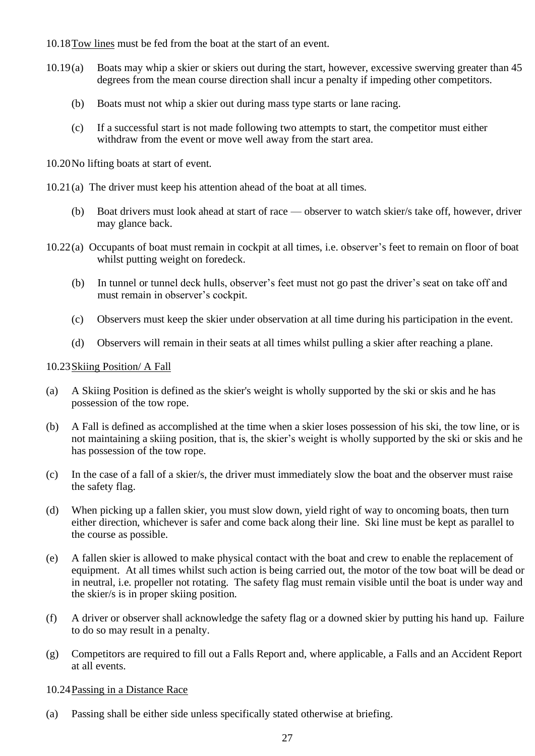10.18 <u>Tow lines</u> must be fed from the boat at the start of an event.

10.19 (a) Boats may whip a skier or skiers out during the start, however, excessive swerving greater than 45 degrees from the mean course direction shall incur a penalty if impeding other competitors.

(b) Boats must not whip a skier out during mass type starts or lane racing.

(c) If a successful start is not made following two attempts to start, the competitor must either withdraw from the event or move well away from the start area.

10.20 No lifting boats at start of event.

10.21 (a) The driver must keep his attention ahead of the boat at all times.

(b) Boat drivers must look ahead at start of race — observer to watch skier/s take off, however, driver may glance back.

10.22 (a) Occupants of boat must remain in cockpit at all times, i.e. observer's feet to remain on floor of boat whilst putting weight on foredeck.

(b) In tunnel or tunnel deck hulls, observer's feet must not go past the driver's seat on take off and must remain in observer's cockpit.

(c) Observers must keep the skier under observation at all time during his participation in the event.

(d) Observers will remain in their seats at all times whilst pulling a skier after reaching a plane.

10.23 <u>Skiing Position/ A Fall</u>

(a) A Skiing Position is defined as the skier's weight is wholly supported by the ski or skis and he has possession of the tow rope.

(b) A Fall is defined as accomplished at the time when a skier loses possession of his ski, the tow line, or is not maintaining a skiing position, that is, the skier's weight is wholly supported by the ski or skis and he has possession of the tow rope.

(c) In the case of a fall of a skier/s, the driver must immediately slow the boat and the observer must raise the safety flag.

(d) When picking up a fallen skier, you must slow down, yield right of way to oncoming boats, then turn either direction, whichever is safer and come back along their line. Ski line must be kept as parallel to the course as possible.

(e) A fallen skier is allowed to make physical contact with the boat and crew to enable the replacement of equipment. At all times whilst such action is being carried out, the motor of the tow boat will be dead or in neutral, i.e. propeller not rotating. The safety flag must remain visible until the boat is under way and the skier/s is in proper skiing position.

(f) A driver or observer shall acknowledge the safety flag or a downed skier by putting his hand up. Failure to do so may result in a penalty.

(g) Competitors are required to fill out a Falls Report and, where applicable, a Falls and an Accident Report at all events.

10.24 <u>Passing in a Distance Race</u>

(a) Passing shall be either side unless specifically stated otherwise at briefing.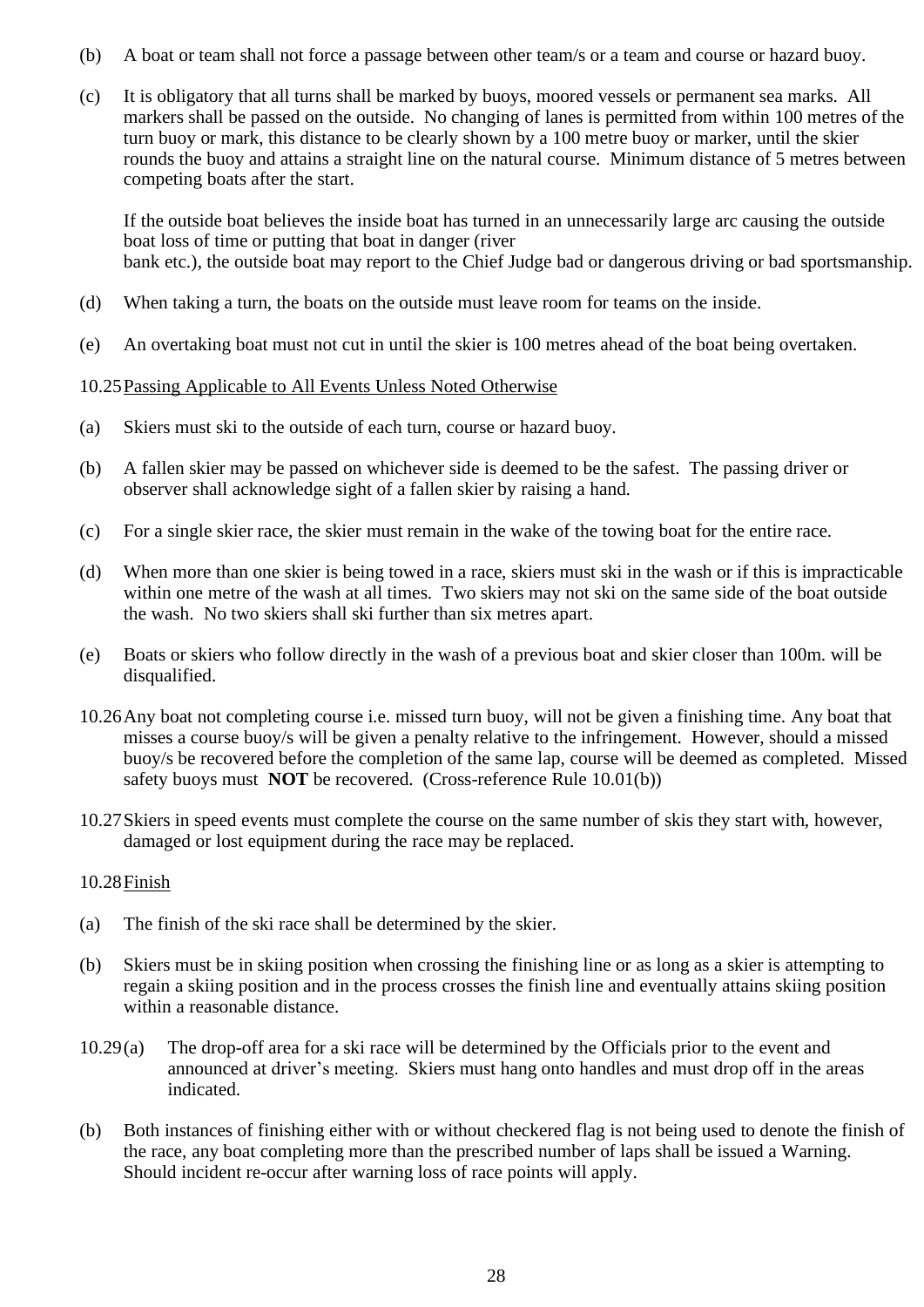(b) A boat or team shall not force a passage between other team/s or a team and course or hazard buoy.

(c) It is obligatory that all turns shall be marked by buoys, moored vessels or permanent sea marks. All markers shall be passed on the outside. No changing of lanes is permitted from within 100 metres of the turn buoy or mark, this distance to be clearly shown by a 100 metre buoy or marker, until the skier rounds the buoy and attains a straight line on the natural course. Minimum distance of 5 metres between competing boats after the start.

If the outside boat believes the inside boat has turned in an unnecessarily large arc causing the outside boat loss of time or putting that boat in danger (river bank etc.), the outside boat may report to the Chief Judge bad or dangerous driving or bad sportsmanship.

(d) When taking a turn, the boats on the outside must leave room for teams on the inside.

(e) An overtaking boat must not cut in until the skier is 100 metres ahead of the boat being overtaken.

10.25 <u>Passing Applicable to All Events Unless Noted Otherwise</u>

(a) Skiers must ski to the outside of each turn, course or hazard buoy.

(b) A fallen skier may be passed on whichever side is deemed to be the safest. The passing driver or observer shall acknowledge sight of a fallen skier by raising a hand.

(c) For a single skier race, the skier must remain in the wake of the towing boat for the entire race.

(d) When more than one skier is being towed in a race, skiers must ski in the wash or if this is impracticable within one metre of the wash at all times. Two skiers may not ski on the same side of the boat outside the wash. No two skiers shall ski further than six metres apart.

(e) Boats or skiers who follow directly in the wash of a previous boat and skier closer than 100m. will be disqualified.

10.26 Any boat not completing course i.e. missed turn buoy, will not be given a finishing time. Any boat that misses a course buoy/s will be given a penalty relative to the infringement. However, should a missed buoy/s be recovered before the completion of the same lap, course will be deemed as completed. Missed safety buoys must **NOT** be recovered. (Cross-reference Rule 10.01(b))

10.27 Skiers in speed events must complete the course on the same number of skis they start with, however, damaged or lost equipment during the race may be replaced.

10.28 <u>Finish</u>

(a) The finish of the ski race shall be determined by the skier.

(b) Skiers must be in skiing position when crossing the finishing line or as long as a skier is attempting to regain a skiing position and in the process crosses the finish line and eventually attains skiing position within a reasonable distance.

10.29 (a) The drop-off area for a ski race will be determined by the Officials prior to the event and announced at driver's meeting. Skiers must hang onto handles and must drop off in the areas indicated.

(b) Both instances of finishing either with or without checkered flag is not being used to denote the finish of the race, any boat completing more than the prescribed number of laps shall be issued a Warning. Should incident re-occur after warning loss of race points will apply.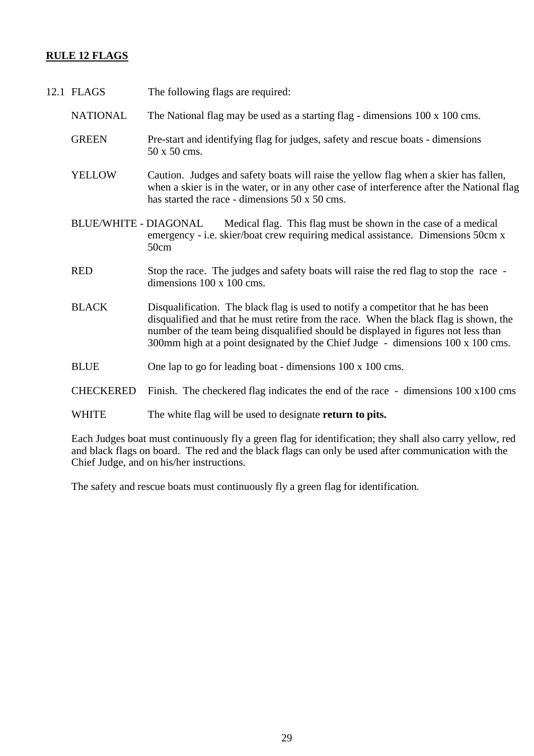## RULE 12 FLAGS

12.1 FLAGS — The following flags are required:

NATIONAL — The National flag may be used as a starting flag - dimensions 100 x 100 cms.

GREEN — Pre-start and identifying flag for judges, safety and rescue boats - dimensions 50 x 50 cms.

YELLOW — Caution. Judges and safety boats will raise the yellow flag when a skier has fallen, when a skier is in the water, or in any other case of interference after the National flag has started the race - dimensions 50 x 50 cms.

BLUE/WHITE - DIAGONAL — Medical flag. This flag must be shown in the case of a medical emergency - i.e. skier/boat crew requiring medical assistance. Dimensions 50cm x 50cm

RED — Stop the race. The judges and safety boats will raise the red flag to stop the race - dimensions 100 x 100 cms.

BLACK — Disqualification. The black flag is used to notify a competitor that he has been disqualified and that he must retire from the race. When the black flag is shown, the number of the team being disqualified should be displayed in figures not less than 300mm high at a point designated by the Chief Judge - dimensions 100 x 100 cms.

BLUE — One lap to go for leading boat - dimensions 100 x 100 cms.

CHECKERED — Finish. The checkered flag indicates the end of the race - dimensions 100 x100 cms

WHITE — The white flag will be used to designate **return to pits.**

Each Judges boat must continuously fly a green flag for identification; they shall also carry yellow, red and black flags on board. The red and the black flags can only be used after communication with the Chief Judge, and on his/her instructions.

The safety and rescue boats must continuously fly a green flag for identification.